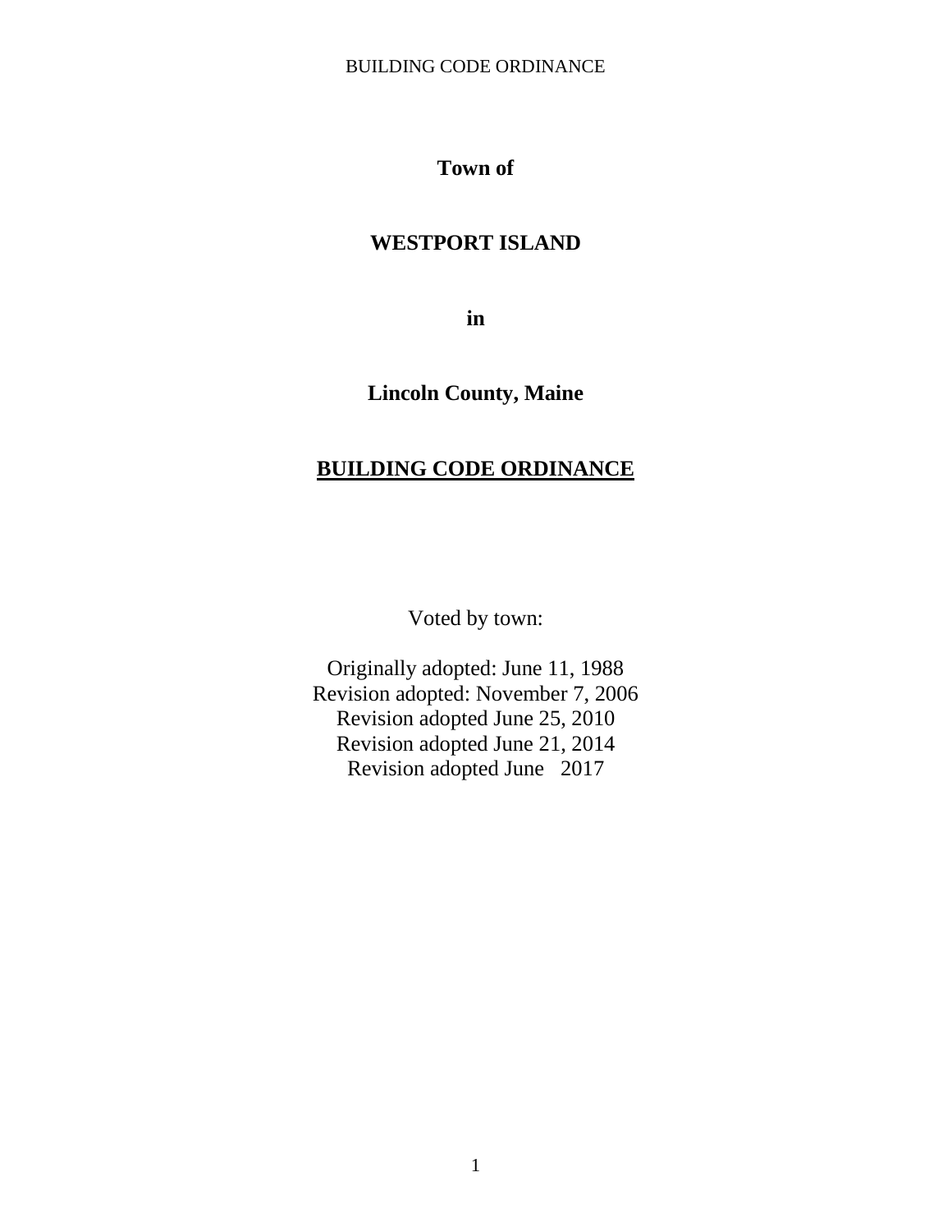**Town of**

**WESTPORT ISLAND**

**in**

**Lincoln County, Maine**

# BUILDING CODE ORDINANCE

Voted by town:

Originally adopted: June 11, 1988
Revision adopted: November 7, 2006
Revision adopted June 25, 2010
Revision adopted June 21, 2014
Revision adopted June 2017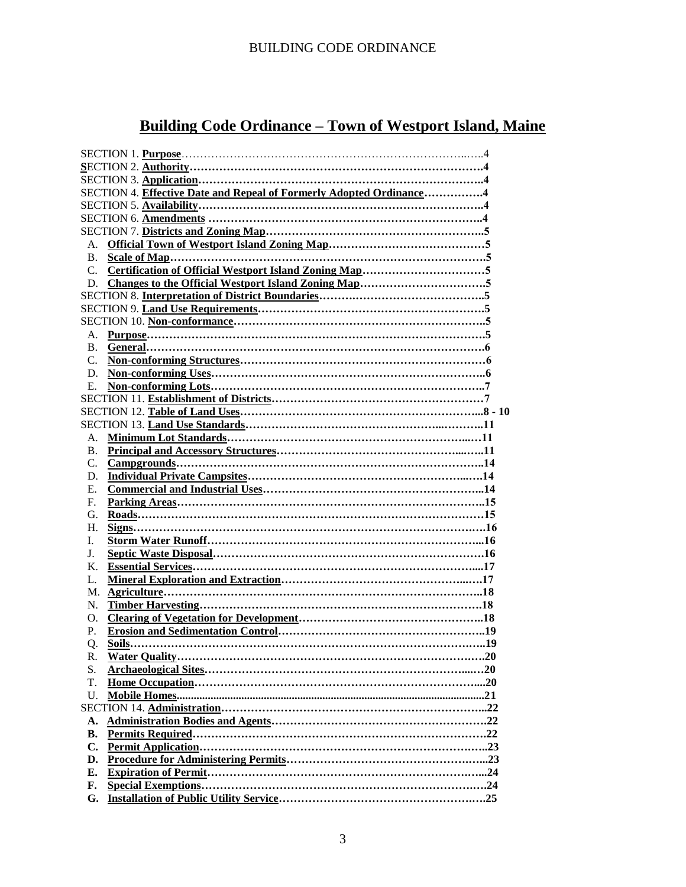# Building Code Ordinance – Town of Westport Island, Maine

SECTION 1. **Purpose** .....4
SECTION 2. **Authority** .....4
SECTION 3. **Application** .....4
SECTION 4. **Effective Date and Repeal of Formerly Adopted Ordinance** .....4
SECTION 5. **Availability** .....4
SECTION 6. **Amendments** .....4
SECTION 7. **Districts and Zoning Map** .....5
- A. **Official Town of Westport Island Zoning Map** .....5
- B. **Scale of Map** .....5
- C. **Certification of Official Westport Island Zoning Map** .....5
- D. **Changes to the Official Westport Island Zoning Map** .....5

SECTION 8. **Interpretation of District Boundaries** .....5
SECTION 9. **Land Use Requirements** .....5
SECTION 10. **Non-conformance** .....5
- A. **Purpose** .....5
- B. **General** .....6
- C. **Non-conforming Structures** .....6
- D. **Non-conforming Uses** .....6
- E. **Non-conforming Lots** .....7

SECTION 11. **Establishment of Districts** .....7
SECTION 12. **Table of Land Uses** .....8 - 10
SECTION 13. **Land Use Standards** .....11
- A. **Minimum Lot Standards** .....11
- B. **Principal and Accessory Structures** .....11
- C. **Campgrounds** .....14
- D. **Individual Private Campsites** .....14
- E. **Commercial and Industrial Uses** .....14
- F. **Parking Areas** .....15
- G. **Roads** .....15
- H. **Signs** .....16
- I. **Storm Water Runoff** .....16
- J. **Septic Waste Disposal** .....16
- K. **Essential Services** .....17
- L. **Mineral Exploration and Extraction** .....17
- M. **Agriculture** .....18
- N. **Timber Harvesting** .....18
- O. **Clearing of Vegetation for Development** .....18
- P. **Erosion and Sedimentation Control** .....19
- Q. **Soils** .....19
- R. **Water Quality** .....20
- S. **Archaeological Sites** .....20
- T. **Home Occupation** .....20
- U. **Mobile Homes** .....21

SECTION 14. **Administration** .....22
- **A. Administration Bodies and Agents** .....22
- **B. Permits Required** .....22
- **C. Permit Application** .....23
- **D. Procedure for Administering Permits** .....23
- **E. Expiration of Permit** .....24
- **F. Special Exemptions** .....24
- **G. Installation of Public Utility Service** .....25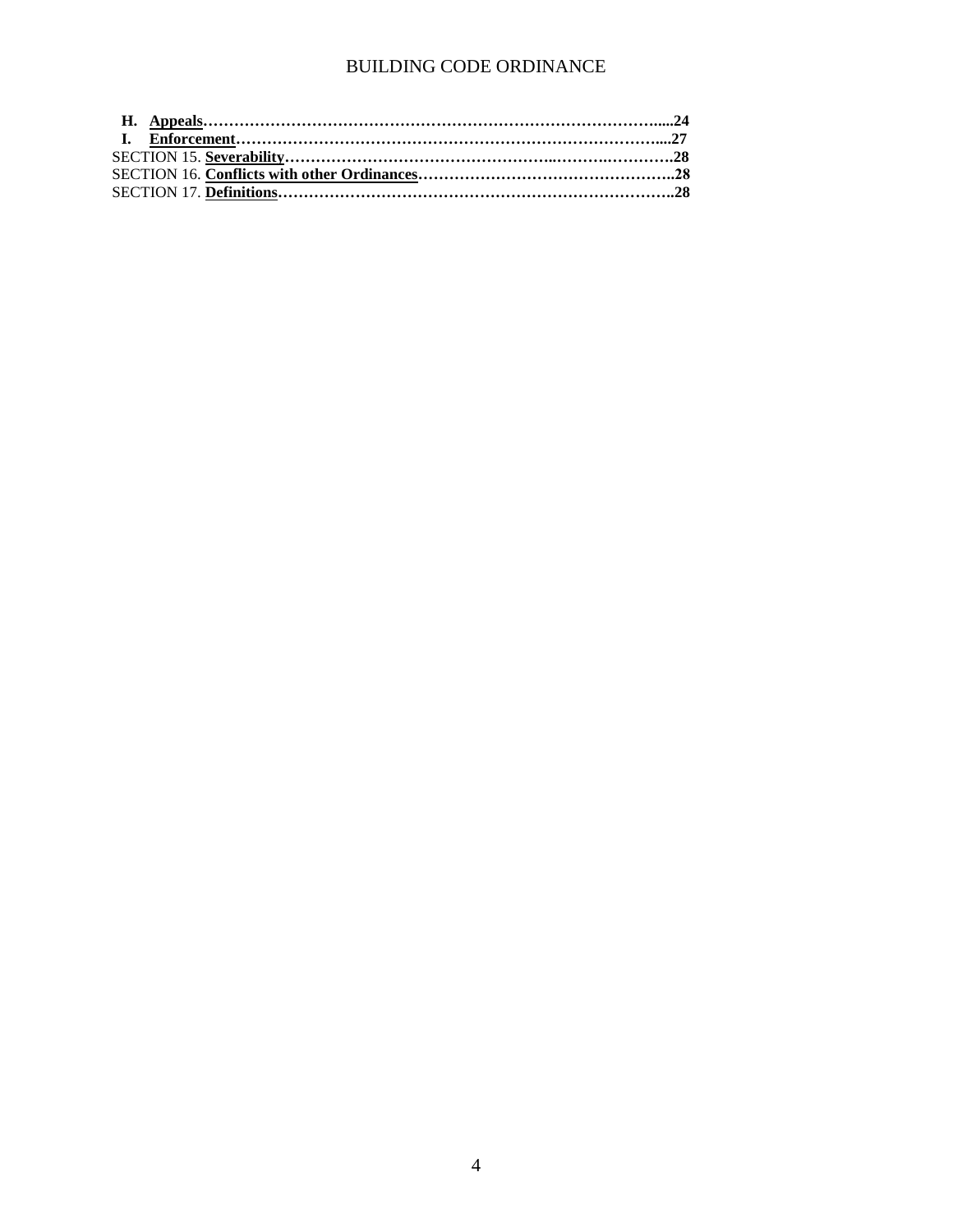**H. Appeals……………………………………………………………………………....24**
**I. Enforcement……………………………………………………………………….....27**
SECTION 15. **Severability……………………………………………..……….………….28**
SECTION 16. **Conflicts with other Ordinances…………………………………………..28**
SECTION 17. **Definitions……………………………………………………………….28**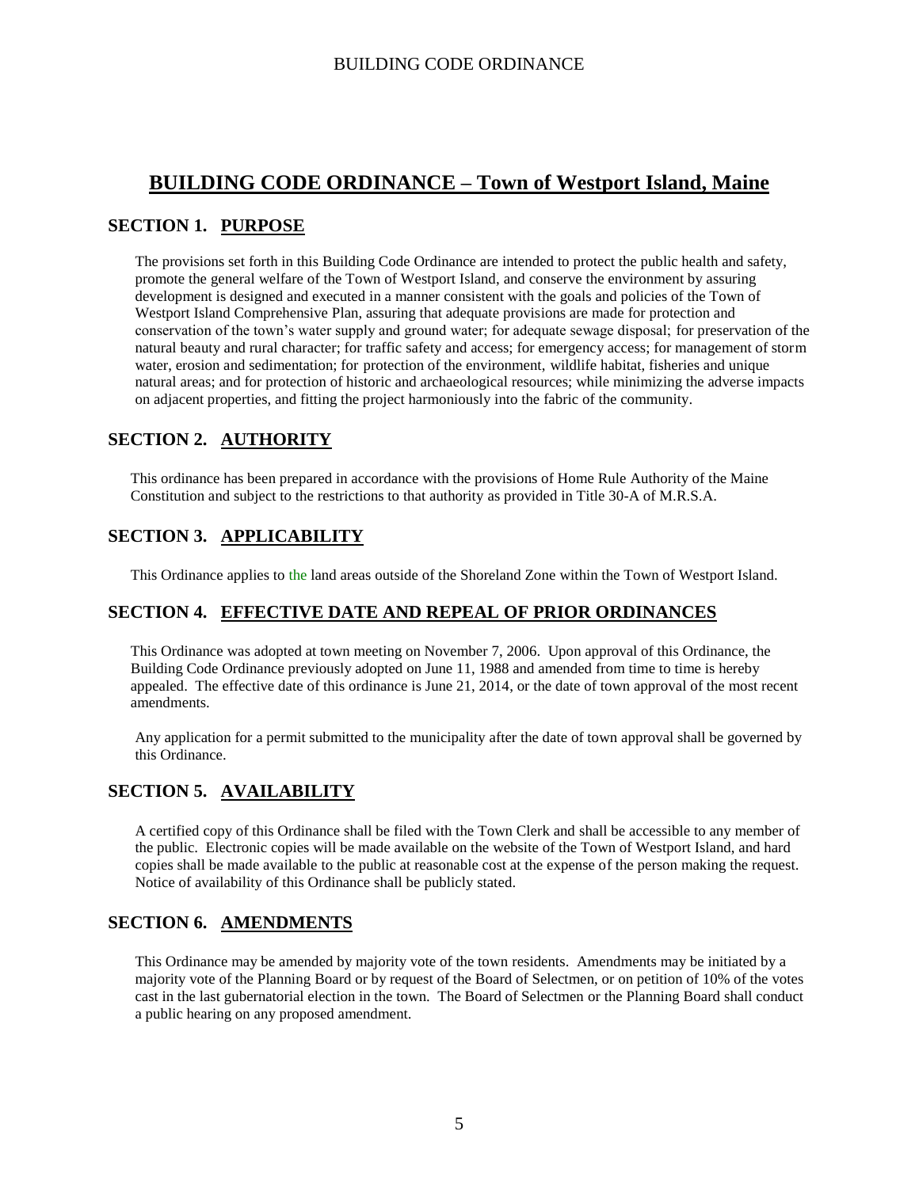# BUILDING CODE ORDINANCE – Town of Westport Island, Maine

## SECTION 1. PURPOSE

The provisions set forth in this Building Code Ordinance are intended to protect the public health and safety, promote the general welfare of the Town of Westport Island, and conserve the environment by assuring development is designed and executed in a manner consistent with the goals and policies of the Town of Westport Island Comprehensive Plan, assuring that adequate provisions are made for protection and conservation of the town's water supply and ground water; for adequate sewage disposal; for preservation of the natural beauty and rural character; for traffic safety and access; for emergency access; for management of storm water, erosion and sedimentation; for protection of the environment, wildlife habitat, fisheries and unique natural areas; and for protection of historic and archaeological resources; while minimizing the adverse impacts on adjacent properties, and fitting the project harmoniously into the fabric of the community.

## SECTION 2. AUTHORITY

This ordinance has been prepared in accordance with the provisions of Home Rule Authority of the Maine Constitution and subject to the restrictions to that authority as provided in Title 30-A of M.R.S.A.

## SECTION 3. APPLICABILITY

This Ordinance applies to the land areas outside of the Shoreland Zone within the Town of Westport Island.

## SECTION 4. EFFECTIVE DATE AND REPEAL OF PRIOR ORDINANCES

This Ordinance was adopted at town meeting on November 7, 2006. Upon approval of this Ordinance, the Building Code Ordinance previously adopted on June 11, 1988 and amended from time to time is hereby appealed. The effective date of this ordinance is June 21, 2014, or the date of town approval of the most recent amendments.

Any application for a permit submitted to the municipality after the date of town approval shall be governed by this Ordinance.

## SECTION 5. AVAILABILITY

A certified copy of this Ordinance shall be filed with the Town Clerk and shall be accessible to any member of the public. Electronic copies will be made available on the website of the Town of Westport Island, and hard copies shall be made available to the public at reasonable cost at the expense of the person making the request. Notice of availability of this Ordinance shall be publicly stated.

## SECTION 6. AMENDMENTS

This Ordinance may be amended by majority vote of the town residents. Amendments may be initiated by a majority vote of the Planning Board or by request of the Board of Selectmen, or on petition of 10% of the votes cast in the last gubernatorial election in the town. The Board of Selectmen or the Planning Board shall conduct a public hearing on any proposed amendment.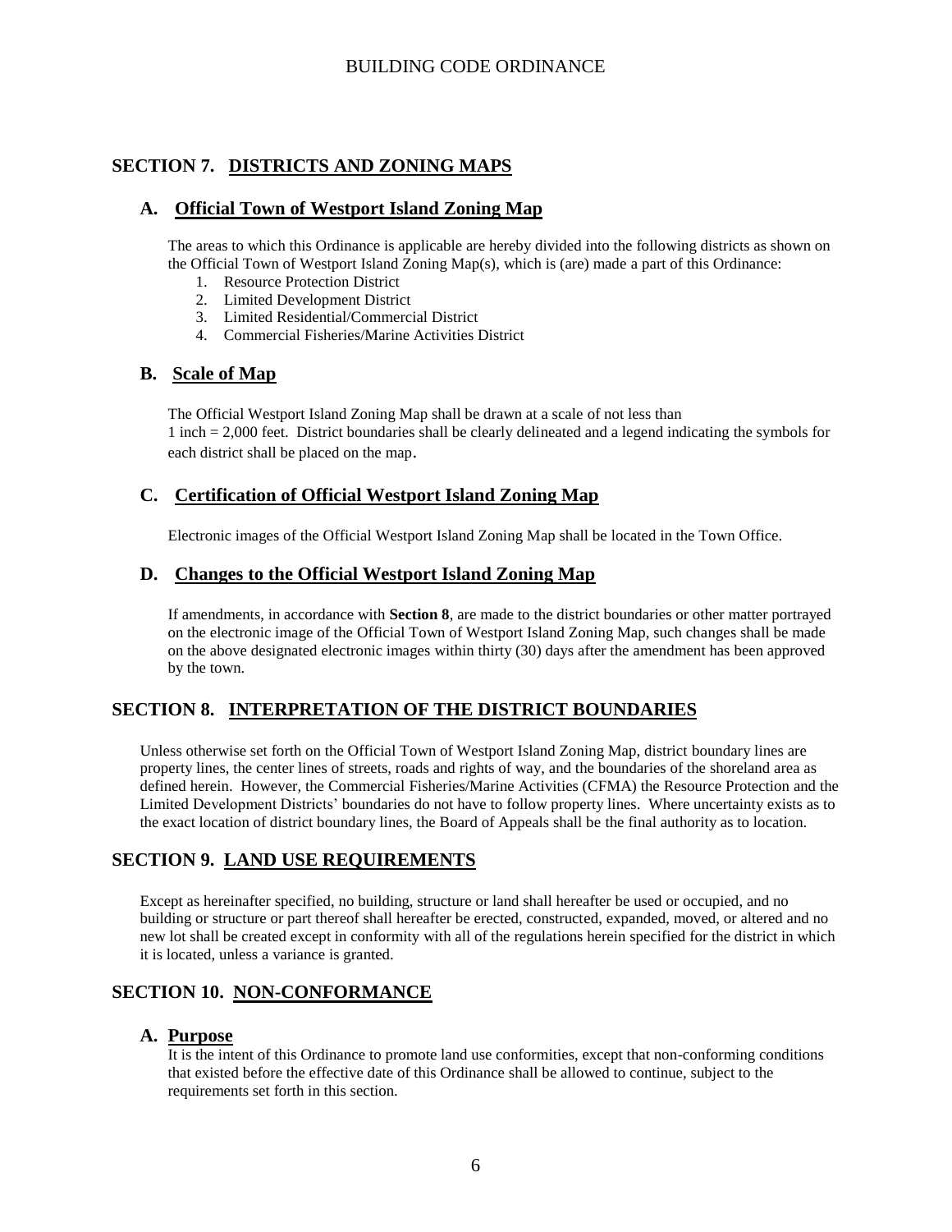## SECTION 7. DISTRICTS AND ZONING MAPS

### A. Official Town of Westport Island Zoning Map

The areas to which this Ordinance is applicable are hereby divided into the following districts as shown on the Official Town of Westport Island Zoning Map(s), which is (are) made a part of this Ordinance:

1. Resource Protection District
2. Limited Development District
3. Limited Residential/Commercial District
4. Commercial Fisheries/Marine Activities District

### B. Scale of Map

The Official Westport Island Zoning Map shall be drawn at a scale of not less than 1 inch = 2,000 feet. District boundaries shall be clearly delineated and a legend indicating the symbols for each district shall be placed on the map.

### C. Certification of Official Westport Island Zoning Map

Electronic images of the Official Westport Island Zoning Map shall be located in the Town Office.

### D. Changes to the Official Westport Island Zoning Map

If amendments, in accordance with **Section 8**, are made to the district boundaries or other matter portrayed on the electronic image of the Official Town of Westport Island Zoning Map, such changes shall be made on the above designated electronic images within thirty (30) days after the amendment has been approved by the town.

## SECTION 8. INTERPRETATION OF THE DISTRICT BOUNDARIES

Unless otherwise set forth on the Official Town of Westport Island Zoning Map, district boundary lines are property lines, the center lines of streets, roads and rights of way, and the boundaries of the shoreland area as defined herein. However, the Commercial Fisheries/Marine Activities (CFMA) the Resource Protection and the Limited Development Districts' boundaries do not have to follow property lines. Where uncertainty exists as to the exact location of district boundary lines, the Board of Appeals shall be the final authority as to location.

## SECTION 9. LAND USE REQUIREMENTS

Except as hereinafter specified, no building, structure or land shall hereafter be used or occupied, and no building or structure or part thereof shall hereafter be erected, constructed, expanded, moved, or altered and no new lot shall be created except in conformity with all of the regulations herein specified for the district in which it is located, unless a variance is granted.

## SECTION 10. NON-CONFORMANCE

### A. Purpose

It is the intent of this Ordinance to promote land use conformities, except that non-conforming conditions that existed before the effective date of this Ordinance shall be allowed to continue, subject to the requirements set forth in this section.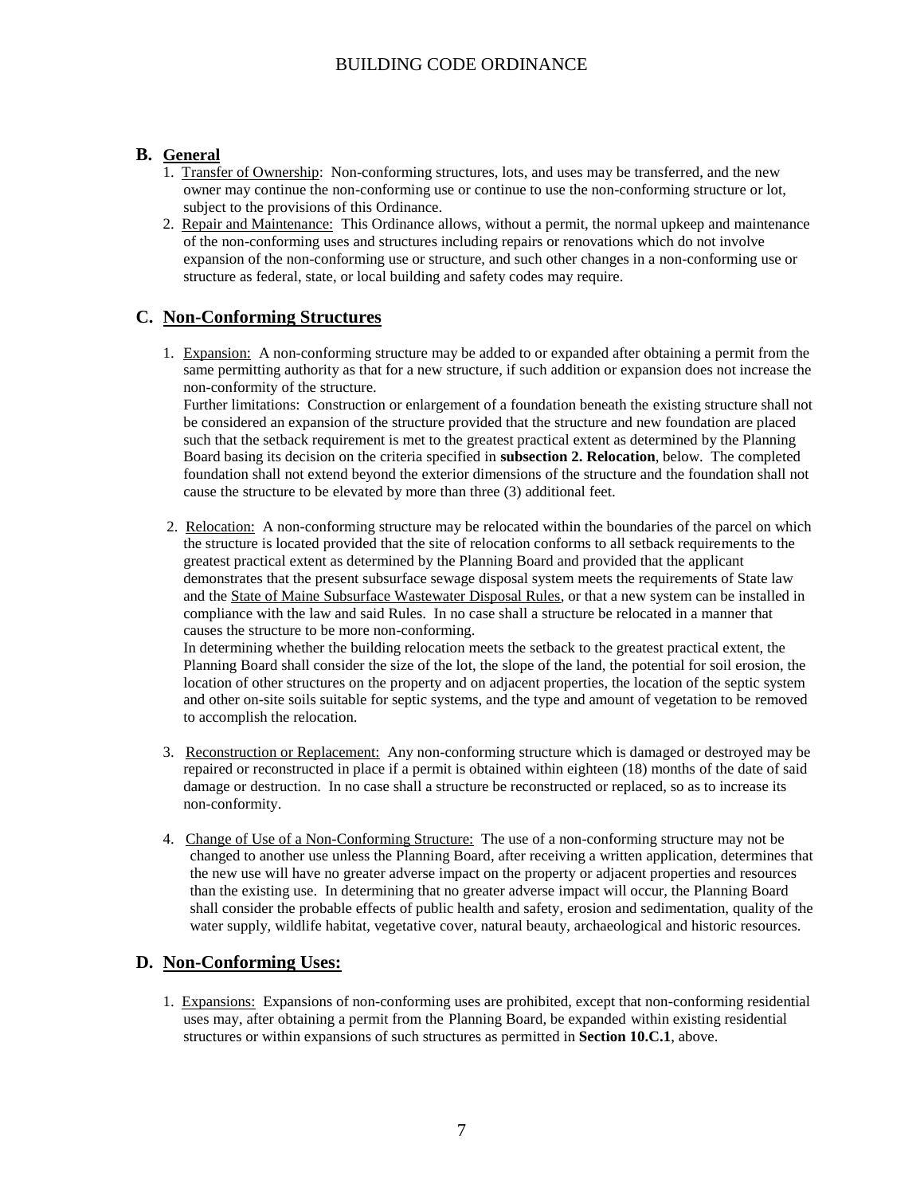## B. General

1. Transfer of Ownership: Non-conforming structures, lots, and uses may be transferred, and the new owner may continue the non-conforming use or continue to use the non-conforming structure or lot, subject to the provisions of this Ordinance.
2. Repair and Maintenance: This Ordinance allows, without a permit, the normal upkeep and maintenance of the non-conforming uses and structures including repairs or renovations which do not involve expansion of the non-conforming use or structure, and such other changes in a non-conforming use or structure as federal, state, or local building and safety codes may require.

## C. Non-Conforming Structures

1. Expansion: A non-conforming structure may be added to or expanded after obtaining a permit from the same permitting authority as that for a new structure, if such addition or expansion does not increase the non-conformity of the structure.
   Further limitations: Construction or enlargement of a foundation beneath the existing structure shall not be considered an expansion of the structure provided that the structure and new foundation are placed such that the setback requirement is met to the greatest practical extent as determined by the Planning Board basing its decision on the criteria specified in **subsection 2. Relocation**, below. The completed foundation shall not extend beyond the exterior dimensions of the structure and the foundation shall not cause the structure to be elevated by more than three (3) additional feet.

2. Relocation: A non-conforming structure may be relocated within the boundaries of the parcel on which the structure is located provided that the site of relocation conforms to all setback requirements to the greatest practical extent as determined by the Planning Board and provided that the applicant demonstrates that the present subsurface sewage disposal system meets the requirements of State law and the State of Maine Subsurface Wastewater Disposal Rules, or that a new system can be installed in compliance with the law and said Rules. In no case shall a structure be relocated in a manner that causes the structure to be more non-conforming.
   In determining whether the building relocation meets the setback to the greatest practical extent, the Planning Board shall consider the size of the lot, the slope of the land, the potential for soil erosion, the location of other structures on the property and on adjacent properties, the location of the septic system and other on-site soils suitable for septic systems, and the type and amount of vegetation to be removed to accomplish the relocation.

3. Reconstruction or Replacement: Any non-conforming structure which is damaged or destroyed may be repaired or reconstructed in place if a permit is obtained within eighteen (18) months of the date of said damage or destruction. In no case shall a structure be reconstructed or replaced, so as to increase its non-conformity.

4. Change of Use of a Non-Conforming Structure: The use of a non-conforming structure may not be changed to another use unless the Planning Board, after receiving a written application, determines that the new use will have no greater adverse impact on the property or adjacent properties and resources than the existing use. In determining that no greater adverse impact will occur, the Planning Board shall consider the probable effects of public health and safety, erosion and sedimentation, quality of the water supply, wildlife habitat, vegetative cover, natural beauty, archaeological and historic resources.

## D. Non-Conforming Uses:

1. Expansions: Expansions of non-conforming uses are prohibited, except that non-conforming residential uses may, after obtaining a permit from the Planning Board, be expanded within existing residential structures or within expansions of such structures as permitted in **Section 10.C.1**, above.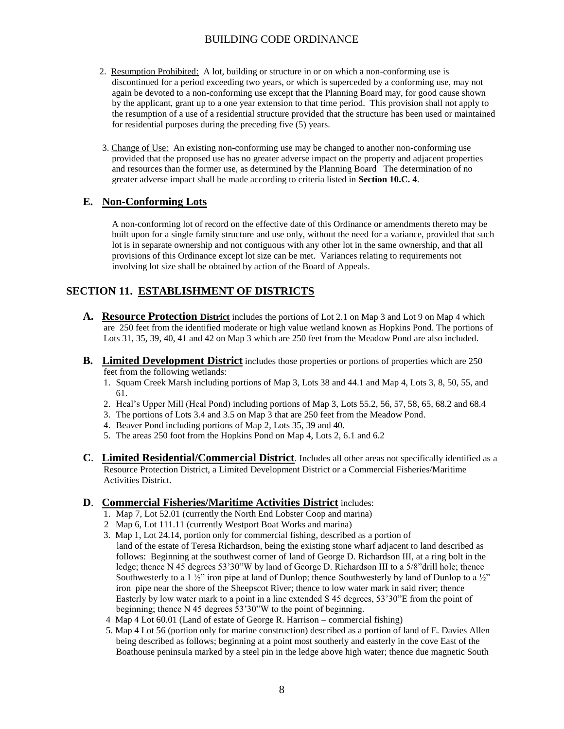2. Resumption Prohibited: A lot, building or structure in or on which a non-conforming use is discontinued for a period exceeding two years, or which is superceded by a conforming use, may not again be devoted to a non-conforming use except that the Planning Board may, for good cause shown by the applicant, grant up to a one year extension to that time period. This provision shall not apply to the resumption of a use of a residential structure provided that the structure has been used or maintained for residential purposes during the preceding five (5) years.

3. Change of Use: An existing non-conforming use may be changed to another non-conforming use provided that the proposed use has no greater adverse impact on the property and adjacent properties and resources than the former use, as determined by the Planning Board The determination of no greater adverse impact shall be made according to criteria listed in **Section 10.C. 4**.

## E. Non-Conforming Lots

A non-conforming lot of record on the effective date of this Ordinance or amendments thereto may be built upon for a single family structure and use only, without the need for a variance, provided that such lot is in separate ownership and not contiguous with any other lot in the same ownership, and that all provisions of this Ordinance except lot size can be met. Variances relating to requirements not involving lot size shall be obtained by action of the Board of Appeals.

# SECTION 11. ESTABLISHMENT OF DISTRICTS

**A. Resource Protection District** includes the portions of Lot 2.1 on Map 3 and Lot 9 on Map 4 which are 250 feet from the identified moderate or high value wetland known as Hopkins Pond. The portions of Lots 31, 35, 39, 40, 41 and 42 on Map 3 which are 250 feet from the Meadow Pond are also included.

**B. Limited Development District** includes those properties or portions of properties which are 250 feet from the following wetlands:

1. Squam Creek Marsh including portions of Map 3, Lots 38 and 44.1 and Map 4, Lots 3, 8, 50, 55, and 61.
2. Heal's Upper Mill (Heal Pond) including portions of Map 3, Lots 55.2, 56, 57, 58, 65, 68.2 and 68.4
3. The portions of Lots 3.4 and 3.5 on Map 3 that are 250 feet from the Meadow Pond.
4. Beaver Pond including portions of Map 2, Lots 35, 39 and 40.
5. The areas 250 foot from the Hopkins Pond on Map 4, Lots 2, 6.1 and 6.2

**C. Limited Residential/Commercial District**. Includes all other areas not specifically identified as a Resource Protection District, a Limited Development District or a Commercial Fisheries/Maritime Activities District.

**D. Commercial Fisheries/Maritime Activities District** includes:

1. Map 7, Lot 52.01 (currently the North End Lobster Coop and marina)
2. Map 6, Lot 111.11 (currently Westport Boat Works and marina)
3. Map 1, Lot 24.14, portion only for commercial fishing, described as a portion of land of the estate of Teresa Richardson, being the existing stone wharf adjacent to land described as follows: Beginning at the southwest corner of land of George D. Richardson III, at a ring bolt in the ledge; thence N 45 degrees 53'30"W by land of George D. Richardson III to a 5/8"drill hole; thence Southwesterly to a 1 ½" iron pipe at land of Dunlop; thence Southwesterly by land of Dunlop to a ½" iron pipe near the shore of the Sheepscot River; thence to low water mark in said river; thence Easterly by low water mark to a point in a line extended S 45 degrees, 53'30"E from the point of beginning; thence N 45 degrees 53'30"W to the point of beginning.
4. Map 4 Lot 60.01 (Land of estate of George R. Harrison – commercial fishing)
5. Map 4 Lot 56 (portion only for marine construction) described as a portion of land of E. Davies Allen being described as follows; beginning at a point most southerly and easterly in the cove East of the Boathouse peninsula marked by a steel pin in the ledge above high water; thence due magnetic South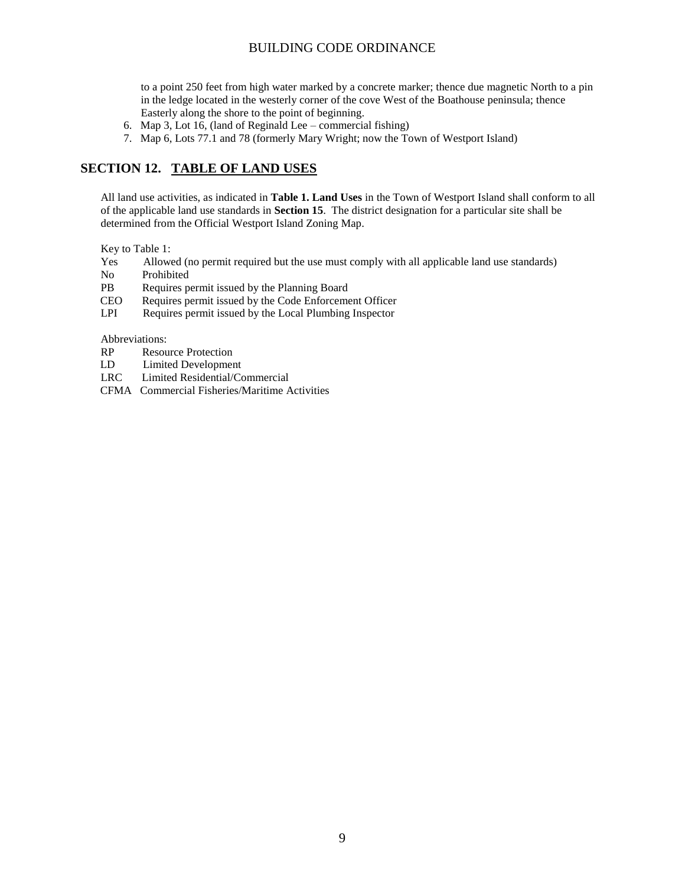to a point 250 feet from high water marked by a concrete marker; thence due magnetic North to a pin in the ledge located in the westerly corner of the cove West of the Boathouse peninsula; thence Easterly along the shore to the point of beginning.

6. Map 3, Lot 16, (land of Reginald Lee – commercial fishing)
7. Map 6, Lots 77.1 and 78 (formerly Mary Wright; now the Town of Westport Island)

## SECTION 12. TABLE OF LAND USES

All land use activities, as indicated in **Table 1. Land Uses** in the Town of Westport Island shall conform to all of the applicable land use standards in **Section 15**. The district designation for a particular site shall be determined from the Official Westport Island Zoning Map.

Key to Table 1:

- Yes — Allowed (no permit required but the use must comply with all applicable land use standards)
- No — Prohibited
- PB — Requires permit issued by the Planning Board
- CEO — Requires permit issued by the Code Enforcement Officer
- LPI — Requires permit issued by the Local Plumbing Inspector

Abbreviations:

- RP — Resource Protection
- LD — Limited Development
- LRC — Limited Residential/Commercial
- CFMA — Commercial Fisheries/Maritime Activities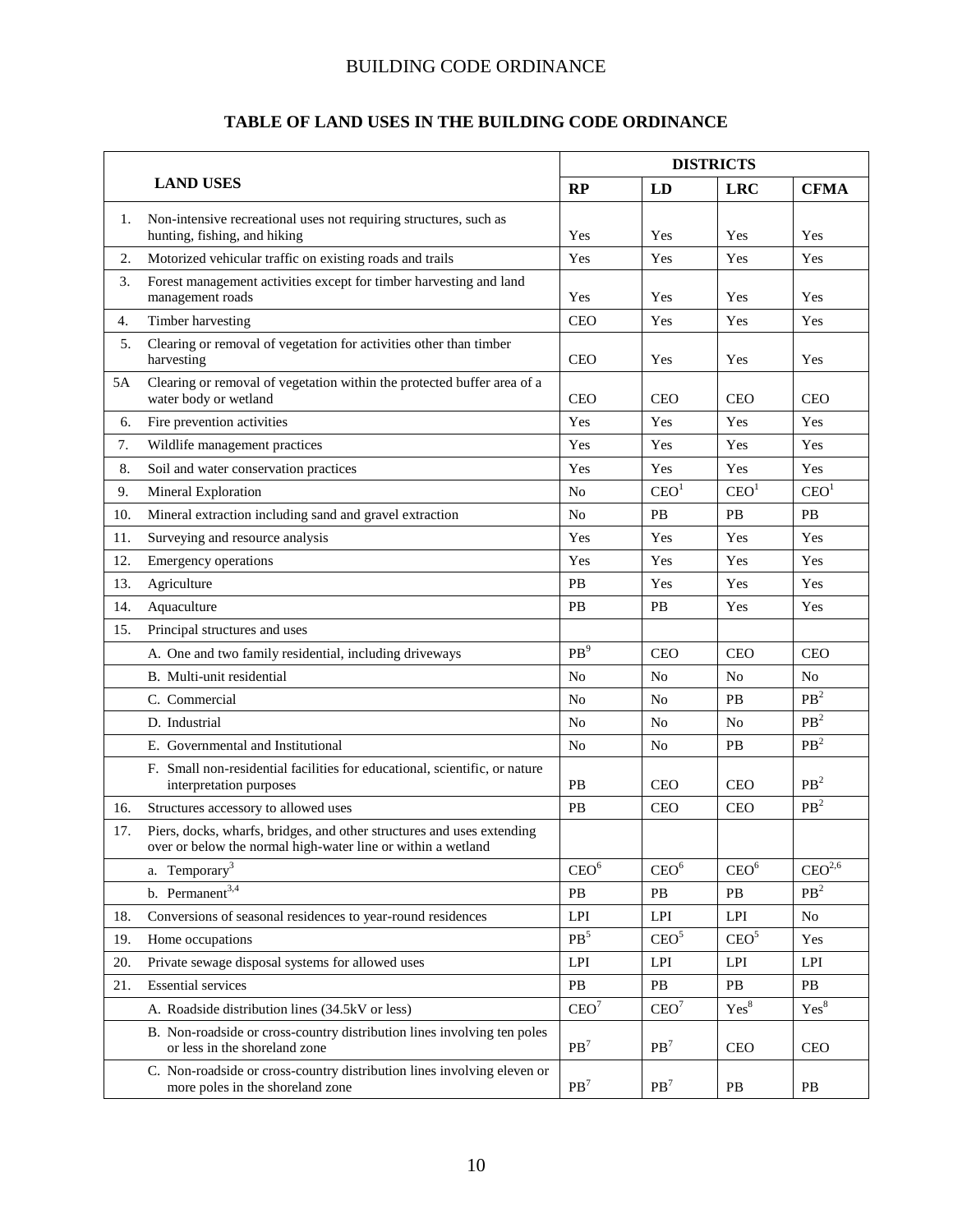## TABLE OF LAND USES IN THE BUILDING CODE ORDINANCE

| | LAND USES | DISTRICTS | | | |
|---|---|---|---|---|---|
| | | RP | LD | LRC | CFMA |
| 1. | Non-intensive recreational uses not requiring structures, such as hunting, fishing, and hiking | Yes | Yes | Yes | Yes |
| 2. | Motorized vehicular traffic on existing roads and trails | Yes | Yes | Yes | Yes |
| 3. | Forest management activities except for timber harvesting and land management roads | Yes | Yes | Yes | Yes |
| 4. | Timber harvesting | CEO | Yes | Yes | Yes |
| 5. | Clearing or removal of vegetation for activities other than timber harvesting | CEO | Yes | Yes | Yes |
| 5A | Clearing or removal of vegetation within the protected buffer area of a water body or wetland | CEO | CEO | CEO | CEO |
| 6. | Fire prevention activities | Yes | Yes | Yes | Yes |
| 7. | Wildlife management practices | Yes | Yes | Yes | Yes |
| 8. | Soil and water conservation practices | Yes | Yes | Yes | Yes |
| 9. | Mineral Exploration | No | CEO[1] | CEO[1] | CEO[1] |
| 10. | Mineral extraction including sand and gravel extraction | No | PB | PB | PB |
| 11. | Surveying and resource analysis | Yes | Yes | Yes | Yes |
| 12. | Emergency operations | Yes | Yes | Yes | Yes |
| 13. | Agriculture | PB | Yes | Yes | Yes |
| 14. | Aquaculture | PB | PB | Yes | Yes |
| 15. | Principal structures and uses | | | | |
| | A. One and two family residential, including driveways | PB[9] | CEO | CEO | CEO |
| | B. Multi-unit residential | No | No | No | No |
| | C. Commercial | No | No | PB | PB[2] |
| | D. Industrial | No | No | No | PB[2] |
| | E. Governmental and Institutional | No | No | PB | PB[2] |
| | F. Small non-residential facilities for educational, scientific, or nature interpretation purposes | PB | CEO | CEO | PB[2] |
| 16. | Structures accessory to allowed uses | PB | CEO | CEO | PB[2] |
| 17. | Piers, docks, wharfs, bridges, and other structures and uses extending over or below the normal high-water line or within a wetland | | | | |
| | a. Temporary[3] | CEO[6] | CEO[6] | CEO[6] | CEO[2,6] |
| | b. Permanent[3,4] | PB | PB | PB | PB[2] |
| 18. | Conversions of seasonal residences to year-round residences | LPI | LPI | LPI | No |
| 19. | Home occupations | PB[5] | CEO[5] | CEO[5] | Yes |
| 20. | Private sewage disposal systems for allowed uses | LPI | LPI | LPI | LPI |
| 21. | Essential services | PB | PB | PB | PB |
| | A. Roadside distribution lines (34.5kV or less) | CEO[7] | CEO[7] | Yes[8] | Yes[8] |
| | B. Non-roadside or cross-country distribution lines involving ten poles or less in the shoreland zone | PB[7] | PB[7] | CEO | CEO |
| | C. Non-roadside or cross-country distribution lines involving eleven or more poles in the shoreland zone | PB[7] | PB[7] | PB | PB |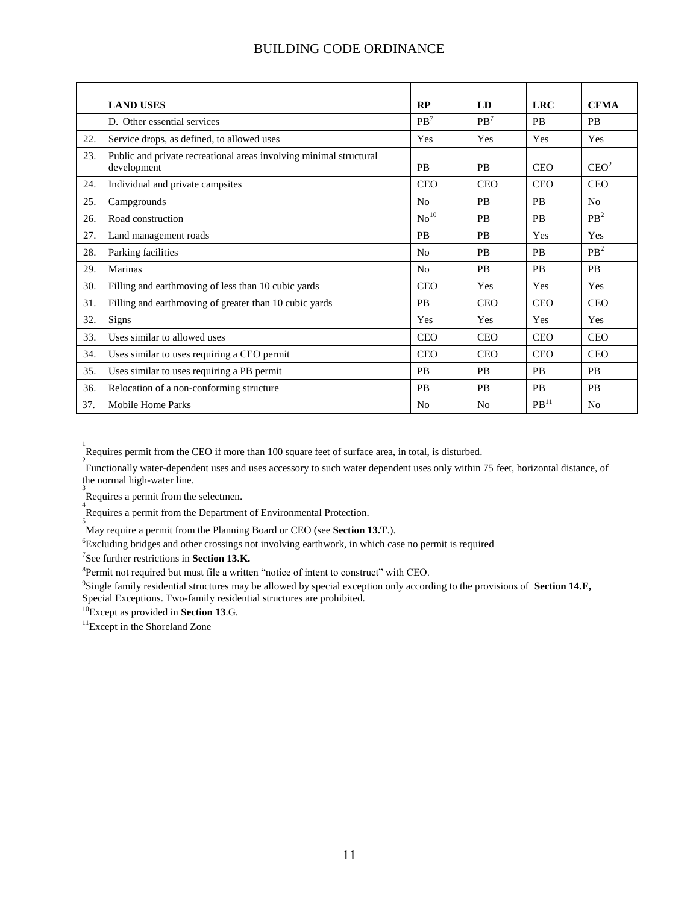| | LAND USES | RP | LD | LRC | CFMA |
|---|---|---|---|---|---|
| | D. Other essential services | PB[7] | PB[7] | PB | PB |
| 22. | Service drops, as defined, to allowed uses | Yes | Yes | Yes | Yes |
| 23. | Public and private recreational areas involving minimal structural development | PB | PB | CEO | CEO[2] |
| 24. | Individual and private campsites | CEO | CEO | CEO | CEO |
| 25. | Campgrounds | No | PB | PB | No |
| 26. | Road construction | No[10] | PB | PB | PB[2] |
| 27. | Land management roads | PB | PB | Yes | Yes |
| 28. | Parking facilities | No | PB | PB | PB[2] |
| 29. | Marinas | No | PB | PB | PB |
| 30. | Filling and earthmoving of less than 10 cubic yards | CEO | Yes | Yes | Yes |
| 31. | Filling and earthmoving of greater than 10 cubic yards | PB | CEO | CEO | CEO |
| 32. | Signs | Yes | Yes | Yes | Yes |
| 33. | Uses similar to allowed uses | CEO | CEO | CEO | CEO |
| 34. | Uses similar to uses requiring a CEO permit | CEO | CEO | CEO | CEO |
| 35. | Uses similar to uses requiring a PB permit | PB | PB | PB | PB |
| 36. | Relocation of a non-conforming structure | PB | PB | PB | PB |
| 37. | Mobile Home Parks | No | No | PB[11] | No |

[1] Requires permit from the CEO if more than 100 square feet of surface area, in total, is disturbed.

[2] Functionally water-dependent uses and uses accessory to such water dependent uses only within 75 feet, horizontal distance, of the normal high-water line.

[3] Requires a permit from the selectmen.

[4] Requires a permit from the Department of Environmental Protection.

[5] May require a permit from the Planning Board or CEO (see **Section 13.T**.).

[6] Excluding bridges and other crossings not involving earthwork, in which case no permit is required

[7] See further restrictions in **Section 13.K.**

[8] Permit not required but must file a written "notice of intent to construct" with CEO.

[9] Single family residential structures may be allowed by special exception only according to the provisions of **Section 14.E,** Special Exceptions. Two-family residential structures are prohibited.

[10] Except as provided in **Section 13**.G.

[11] Except in the Shoreland Zone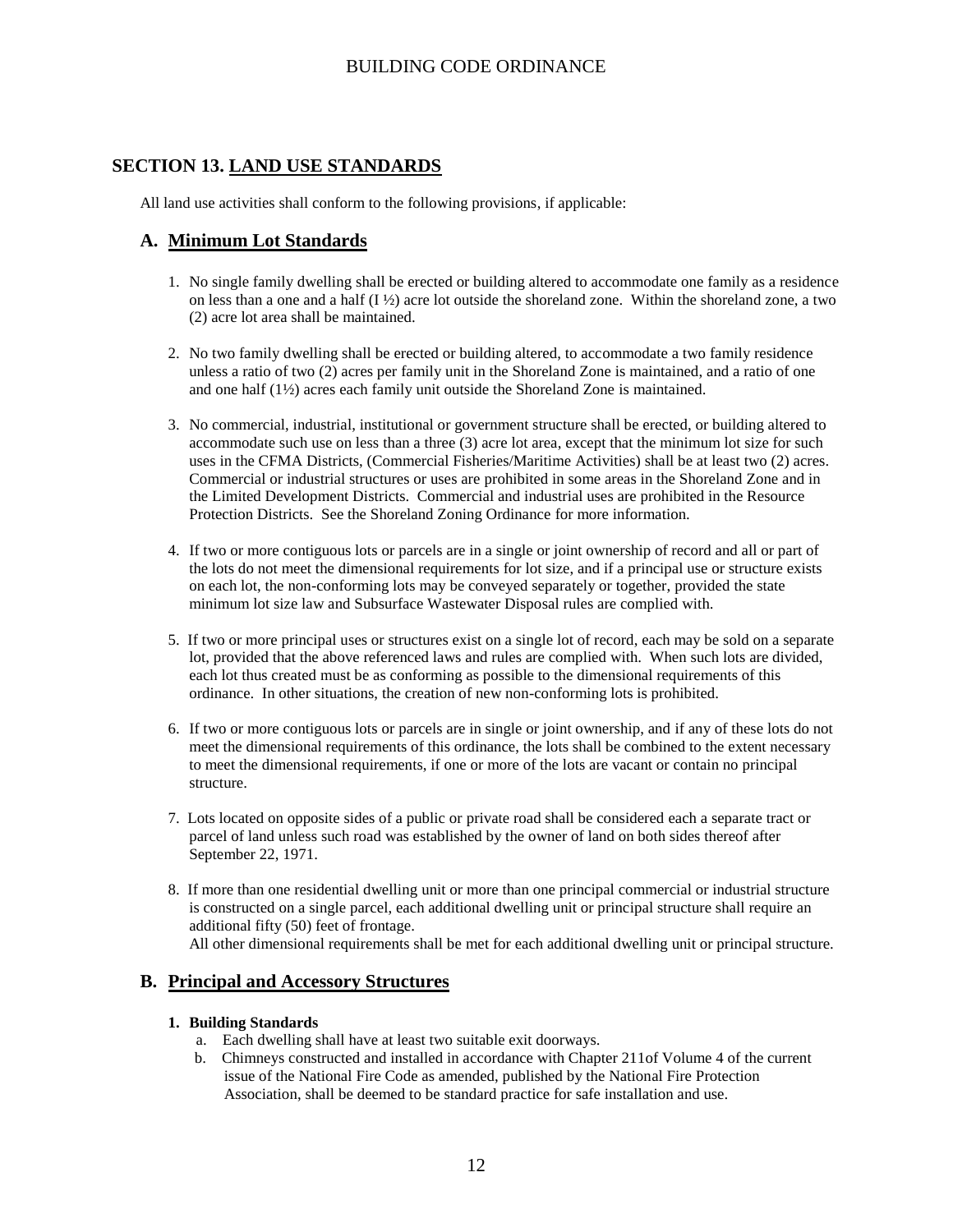## SECTION 13. LAND USE STANDARDS

All land use activities shall conform to the following provisions, if applicable:

### A. Minimum Lot Standards

1. No single family dwelling shall be erected or building altered to accommodate one family as a residence on less than a one and a half (I ½) acre lot outside the shoreland zone. Within the shoreland zone, a two (2) acre lot area shall be maintained.

2. No two family dwelling shall be erected or building altered, to accommodate a two family residence unless a ratio of two (2) acres per family unit in the Shoreland Zone is maintained, and a ratio of one and one half (1½) acres each family unit outside the Shoreland Zone is maintained.

3. No commercial, industrial, institutional or government structure shall be erected, or building altered to accommodate such use on less than a three (3) acre lot area, except that the minimum lot size for such uses in the CFMA Districts, (Commercial Fisheries/Maritime Activities) shall be at least two (2) acres. Commercial or industrial structures or uses are prohibited in some areas in the Shoreland Zone and in the Limited Development Districts. Commercial and industrial uses are prohibited in the Resource Protection Districts. See the Shoreland Zoning Ordinance for more information.

4. If two or more contiguous lots or parcels are in a single or joint ownership of record and all or part of the lots do not meet the dimensional requirements for lot size, and if a principal use or structure exists on each lot, the non-conforming lots may be conveyed separately or together, provided the state minimum lot size law and Subsurface Wastewater Disposal rules are complied with.

5. If two or more principal uses or structures exist on a single lot of record, each may be sold on a separate lot, provided that the above referenced laws and rules are complied with. When such lots are divided, each lot thus created must be as conforming as possible to the dimensional requirements of this ordinance. In other situations, the creation of new non-conforming lots is prohibited.

6. If two or more contiguous lots or parcels are in single or joint ownership, and if any of these lots do not meet the dimensional requirements of this ordinance, the lots shall be combined to the extent necessary to meet the dimensional requirements, if one or more of the lots are vacant or contain no principal structure.

7. Lots located on opposite sides of a public or private road shall be considered each a separate tract or parcel of land unless such road was established by the owner of land on both sides thereof after September 22, 1971.

8. If more than one residential dwelling unit or more than one principal commercial or industrial structure is constructed on a single parcel, each additional dwelling unit or principal structure shall require an additional fifty (50) feet of frontage.
   All other dimensional requirements shall be met for each additional dwelling unit or principal structure.

### B. Principal and Accessory Structures

**1. Building Standards**

a. Each dwelling shall have at least two suitable exit doorways.

b. Chimneys constructed and installed in accordance with Chapter 211of Volume 4 of the current issue of the National Fire Code as amended, published by the National Fire Protection Association, shall be deemed to be standard practice for safe installation and use.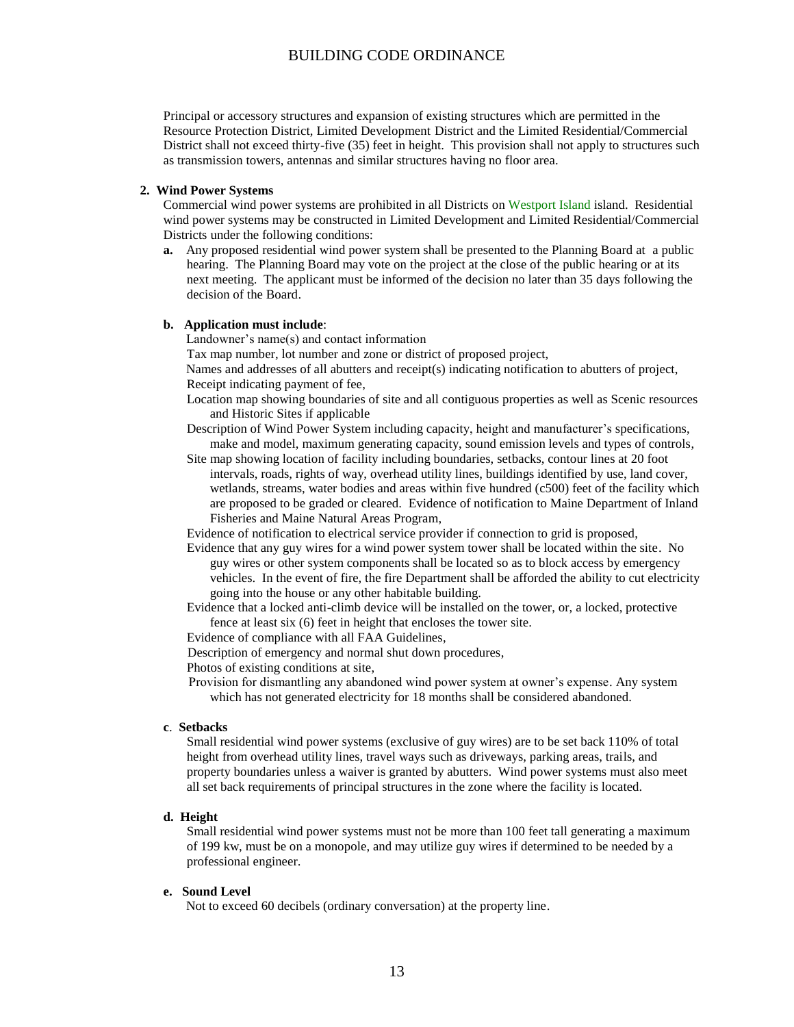Principal or accessory structures and expansion of existing structures which are permitted in the Resource Protection District, Limited Development District and the Limited Residential/Commercial District shall not exceed thirty-five (35) feet in height. This provision shall not apply to structures such as transmission towers, antennas and similar structures having no floor area.

**2. Wind Power Systems**

Commercial wind power systems are prohibited in all Districts on Westport Island island. Residential wind power systems may be constructed in Limited Development and Limited Residential/Commercial Districts under the following conditions:

**a.** Any proposed residential wind power system shall be presented to the Planning Board at a public hearing. The Planning Board may vote on the project at the close of the public hearing or at its next meeting. The applicant must be informed of the decision no later than 35 days following the decision of the Board.

**b. Application must include**:

Landowner's name(s) and contact information

Tax map number, lot number and zone or district of proposed project,

Names and addresses of all abutters and receipt(s) indicating notification to abutters of project,

Receipt indicating payment of fee,

Location map showing boundaries of site and all contiguous properties as well as Scenic resources and Historic Sites if applicable

Description of Wind Power System including capacity, height and manufacturer's specifications, make and model, maximum generating capacity, sound emission levels and types of controls,

Site map showing location of facility including boundaries, setbacks, contour lines at 20 foot intervals, roads, rights of way, overhead utility lines, buildings identified by use, land cover, wetlands, streams, water bodies and areas within five hundred (c500) feet of the facility which are proposed to be graded or cleared. Evidence of notification to Maine Department of Inland Fisheries and Maine Natural Areas Program,

Evidence of notification to electrical service provider if connection to grid is proposed,

Evidence that any guy wires for a wind power system tower shall be located within the site. No guy wires or other system components shall be located so as to block access by emergency vehicles. In the event of fire, the fire Department shall be afforded the ability to cut electricity going into the house or any other habitable building.

Evidence that a locked anti-climb device will be installed on the tower, or, a locked, protective fence at least six (6) feet in height that encloses the tower site.

Evidence of compliance with all FAA Guidelines,

Description of emergency and normal shut down procedures,

Photos of existing conditions at site,

Provision for dismantling any abandoned wind power system at owner's expense. Any system which has not generated electricity for 18 months shall be considered abandoned.

**c. Setbacks**

Small residential wind power systems (exclusive of guy wires) are to be set back 110% of total height from overhead utility lines, travel ways such as driveways, parking areas, trails, and property boundaries unless a waiver is granted by abutters. Wind power systems must also meet all set back requirements of principal structures in the zone where the facility is located.

**d. Height**

Small residential wind power systems must not be more than 100 feet tall generating a maximum of 199 kw, must be on a monopole, and may utilize guy wires if determined to be needed by a professional engineer.

**e. Sound Level**

Not to exceed 60 decibels (ordinary conversation) at the property line.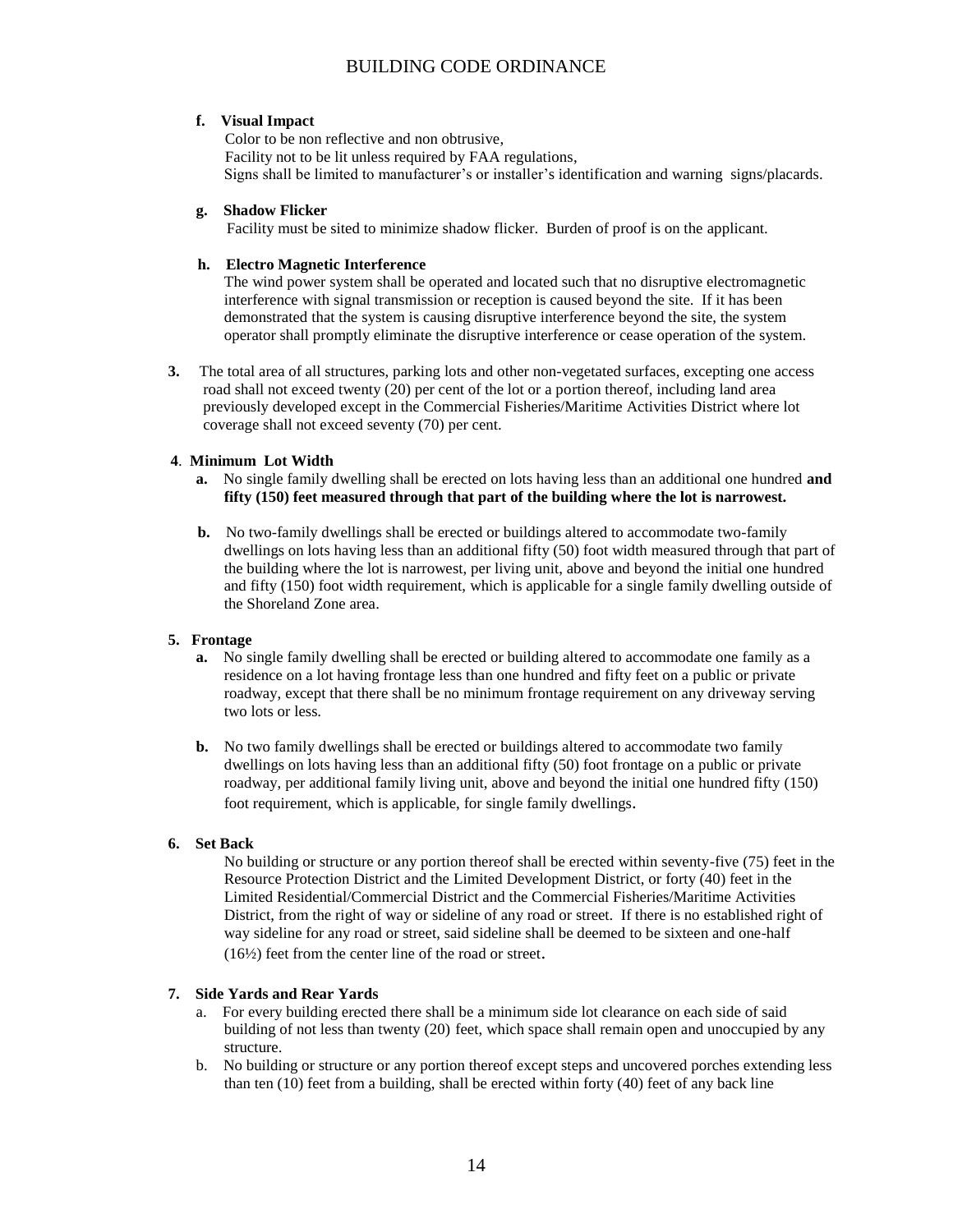**f. Visual Impact**

Color to be non reflective and non obtrusive,
Facility not to be lit unless required by FAA regulations,
Signs shall be limited to manufacturer's or installer's identification and warning signs/placards.

**g. Shadow Flicker**

Facility must be sited to minimize shadow flicker. Burden of proof is on the applicant.

**h. Electro Magnetic Interference**

The wind power system shall be operated and located such that no disruptive electromagnetic interference with signal transmission or reception is caused beyond the site. If it has been demonstrated that the system is causing disruptive interference beyond the site, the system operator shall promptly eliminate the disruptive interference or cease operation of the system.

**3.** The total area of all structures, parking lots and other non-vegetated surfaces, excepting one access road shall not exceed twenty (20) per cent of the lot or a portion thereof, including land area previously developed except in the Commercial Fisheries/Maritime Activities District where lot coverage shall not exceed seventy (70) per cent.

**4. Minimum Lot Width**

**a.** No single family dwelling shall be erected on lots having less than an additional one hundred **and fifty (150) feet measured through that part of the building where the lot is narrowest.**

**b.** No two-family dwellings shall be erected or buildings altered to accommodate two-family dwellings on lots having less than an additional fifty (50) foot width measured through that part of the building where the lot is narrowest, per living unit, above and beyond the initial one hundred and fifty (150) foot width requirement, which is applicable for a single family dwelling outside of the Shoreland Zone area.

**5. Frontage**

**a.** No single family dwelling shall be erected or building altered to accommodate one family as a residence on a lot having frontage less than one hundred and fifty feet on a public or private roadway, except that there shall be no minimum frontage requirement on any driveway serving two lots or less.

**b.** No two family dwellings shall be erected or buildings altered to accommodate two family dwellings on lots having less than an additional fifty (50) foot frontage on a public or private roadway, per additional family living unit, above and beyond the initial one hundred fifty (150) foot requirement, which is applicable, for single family dwellings.

**6. Set Back**

No building or structure or any portion thereof shall be erected within seventy-five (75) feet in the Resource Protection District and the Limited Development District, or forty (40) feet in the Limited Residential/Commercial District and the Commercial Fisheries/Maritime Activities District, from the right of way or sideline of any road or street. If there is no established right of way sideline for any road or street, said sideline shall be deemed to be sixteen and one-half (16½) feet from the center line of the road or street.

**7. Side Yards and Rear Yards**

a. For every building erected there shall be a minimum side lot clearance on each side of said building of not less than twenty (20) feet, which space shall remain open and unoccupied by any structure.

b. No building or structure or any portion thereof except steps and uncovered porches extending less than ten (10) feet from a building, shall be erected within forty (40) feet of any back line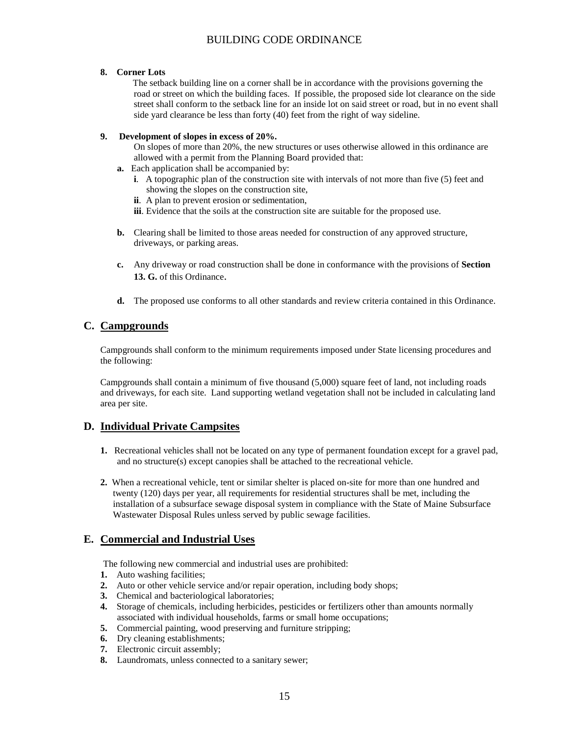**8. Corner Lots**

The setback building line on a corner shall be in accordance with the provisions governing the road or street on which the building faces. If possible, the proposed side lot clearance on the side street shall conform to the setback line for an inside lot on said street or road, but in no event shall side yard clearance be less than forty (40) feet from the right of way sideline.

**9. Development of slopes in excess of 20%.**

On slopes of more than 20%, the new structures or uses otherwise allowed in this ordinance are allowed with a permit from the Planning Board provided that:

**a.** Each application shall be accompanied by:

**i**. A topographic plan of the construction site with intervals of not more than five (5) feet and showing the slopes on the construction site,

**ii**. A plan to prevent erosion or sedimentation,

**iii**. Evidence that the soils at the construction site are suitable for the proposed use.

**b.** Clearing shall be limited to those areas needed for construction of any approved structure, driveways, or parking areas.

**c.** Any driveway or road construction shall be done in conformance with the provisions of **Section 13. G.** of this Ordinance.

**d.** The proposed use conforms to all other standards and review criteria contained in this Ordinance.

## C. Campgrounds

Campgrounds shall conform to the minimum requirements imposed under State licensing procedures and the following:

Campgrounds shall contain a minimum of five thousand (5,000) square feet of land, not including roads and driveways, for each site. Land supporting wetland vegetation shall not be included in calculating land area per site.

## D. Individual Private Campsites

**1.** Recreational vehicles shall not be located on any type of permanent foundation except for a gravel pad, and no structure(s) except canopies shall be attached to the recreational vehicle.

**2.** When a recreational vehicle, tent or similar shelter is placed on-site for more than one hundred and twenty (120) days per year, all requirements for residential structures shall be met, including the installation of a subsurface sewage disposal system in compliance with the State of Maine Subsurface Wastewater Disposal Rules unless served by public sewage facilities.

## E. Commercial and Industrial Uses

The following new commercial and industrial uses are prohibited:

**1.** Auto washing facilities;
**2.** Auto or other vehicle service and/or repair operation, including body shops;
**3.** Chemical and bacteriological laboratories;
**4.** Storage of chemicals, including herbicides, pesticides or fertilizers other than amounts normally associated with individual households, farms or small home occupations;
**5.** Commercial painting, wood preserving and furniture stripping;
**6.** Dry cleaning establishments;
**7.** Electronic circuit assembly;
**8.** Laundromats, unless connected to a sanitary sewer;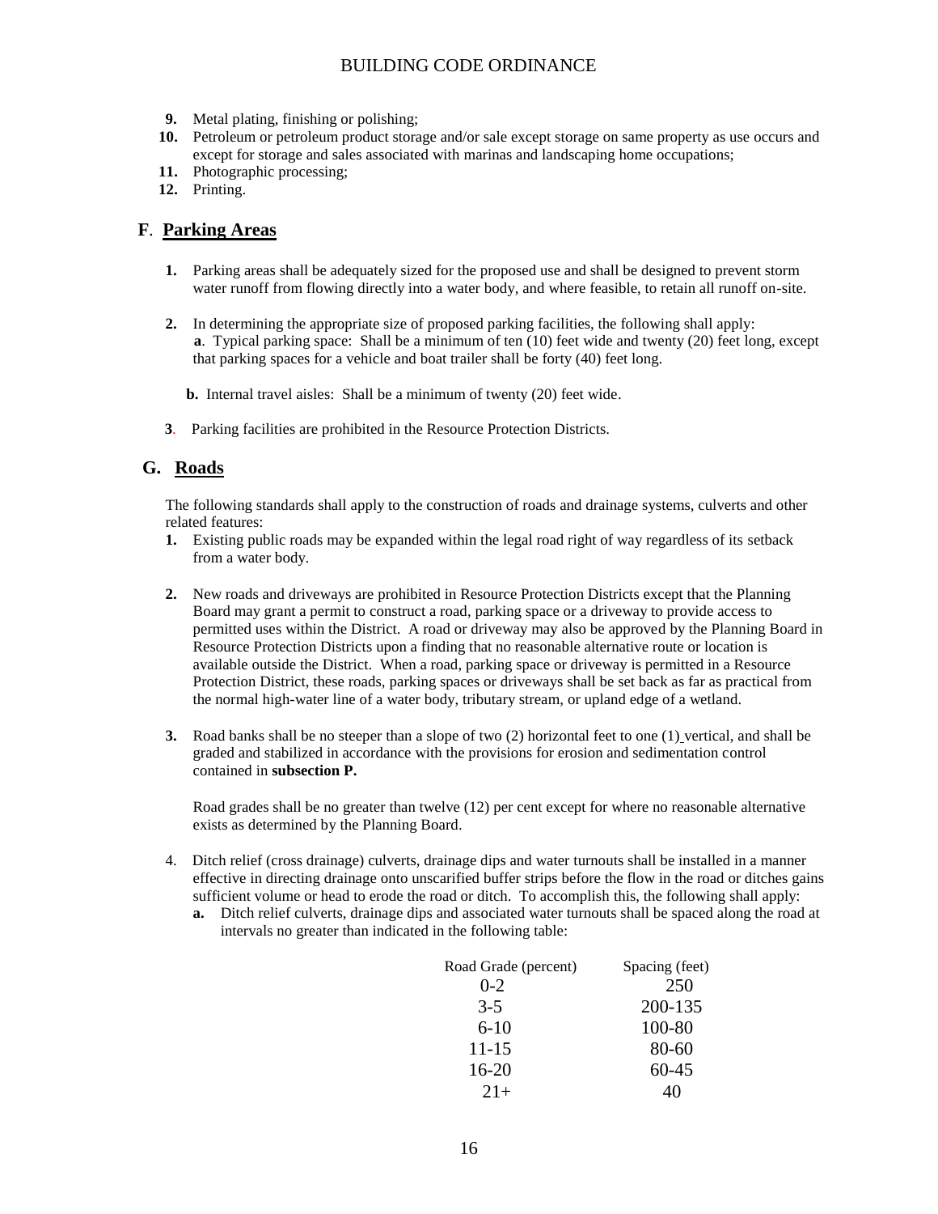9. Metal plating, finishing or polishing;
10. Petroleum or petroleum product storage and/or sale except storage on same property as use occurs and except for storage and sales associated with marinas and landscaping home occupations;
11. Photographic processing;
12. Printing.

## F. Parking Areas

1. Parking areas shall be adequately sized for the proposed use and shall be designed to prevent storm water runoff from flowing directly into a water body, and where feasible, to retain all runoff on-site.

2. In determining the appropriate size of proposed parking facilities, the following shall apply:
   **a**. Typical parking space: Shall be a minimum of ten (10) feet wide and twenty (20) feet long, except that parking spaces for a vehicle and boat trailer shall be forty (40) feet long.

   **b.** Internal travel aisles: Shall be a minimum of twenty (20) feet wide.

3. Parking facilities are prohibited in the Resource Protection Districts.

## G. Roads

The following standards shall apply to the construction of roads and drainage systems, culverts and other related features:

1. Existing public roads may be expanded within the legal road right of way regardless of its setback from a water body.

2. New roads and driveways are prohibited in Resource Protection Districts except that the Planning Board may grant a permit to construct a road, parking space or a driveway to provide access to permitted uses within the District. A road or driveway may also be approved by the Planning Board in Resource Protection Districts upon a finding that no reasonable alternative route or location is available outside the District. When a road, parking space or driveway is permitted in a Resource Protection District, these roads, parking spaces or driveways shall be set back as far as practical from the normal high-water line of a water body, tributary stream, or upland edge of a wetland.

3. Road banks shall be no steeper than a slope of two (2) horizontal feet to one (1) vertical, and shall be graded and stabilized in accordance with the provisions for erosion and sedimentation control contained in **subsection P.**

   Road grades shall be no greater than twelve (12) per cent except for where no reasonable alternative exists as determined by the Planning Board.

4. Ditch relief (cross drainage) culverts, drainage dips and water turnouts shall be installed in a manner effective in directing drainage onto unscarified buffer strips before the flow in the road or ditches gains sufficient volume or head to erode the road or ditch. To accomplish this, the following shall apply:
   **a.** Ditch relief culverts, drainage dips and associated water turnouts shall be spaced along the road at intervals no greater than indicated in the following table:

| Road Grade (percent) | Spacing (feet) |
|---|---|
| 0-2 | 250 |
| 3-5 | 200-135 |
| 6-10 | 100-80 |
| 11-15 | 80-60 |
| 16-20 | 60-45 |
| 21+ | 40 |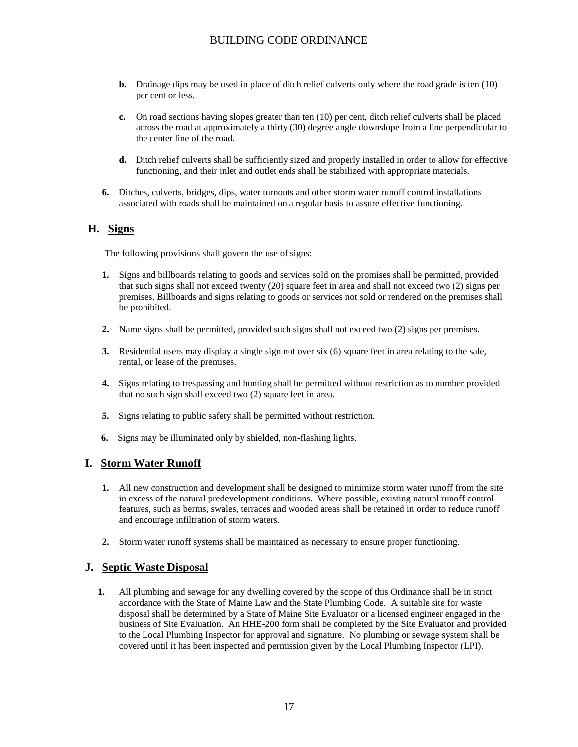**b.** Drainage dips may be used in place of ditch relief culverts only where the road grade is ten (10) per cent or less.

**c.** On road sections having slopes greater than ten (10) per cent, ditch relief culverts shall be placed across the road at approximately a thirty (30) degree angle downslope from a line perpendicular to the center line of the road.

**d.** Ditch relief culverts shall be sufficiently sized and properly installed in order to allow for effective functioning, and their inlet and outlet ends shall be stabilized with appropriate materials.

**6.** Ditches, culverts, bridges, dips, water turnouts and other storm water runoff control installations associated with roads shall be maintained on a regular basis to assure effective functioning.

## H. Signs

The following provisions shall govern the use of signs:

**1.** Signs and billboards relating to goods and services sold on the promises shall be permitted, provided that such signs shall not exceed twenty (20) square feet in area and shall not exceed two (2) signs per premises. Billboards and signs relating to goods or services not sold or rendered on the premises shall be prohibited.

**2.** Name signs shall be permitted, provided such signs shall not exceed two (2) signs per premises.

**3.** Residential users may display a single sign not over six (6) square feet in area relating to the sale, rental, or lease of the premises.

**4.** Signs relating to trespassing and hunting shall be permitted without restriction as to number provided that no such sign shall exceed two (2) square feet in area.

**5.** Signs relating to public safety shall be permitted without restriction.

**6.** Signs may be illuminated only by shielded, non-flashing lights.

## I. Storm Water Runoff

**1.** All new construction and development shall be designed to minimize storm water runoff from the site in excess of the natural predevelopment conditions. Where possible, existing natural runoff control features, such as berms, swales, terraces and wooded areas shall be retained in order to reduce runoff and encourage infiltration of storm waters.

**2.** Storm water runoff systems shall be maintained as necessary to ensure proper functioning.

## J. Septic Waste Disposal

**1.** All plumbing and sewage for any dwelling covered by the scope of this Ordinance shall be in strict accordance with the State of Maine Law and the State Plumbing Code. A suitable site for waste disposal shall be determined by a State of Maine Site Evaluator or a licensed engineer engaged in the business of Site Evaluation. An HHE-200 form shall be completed by the Site Evaluator and provided to the Local Plumbing Inspector for approval and signature. No plumbing or sewage system shall be covered until it has been inspected and permission given by the Local Plumbing Inspector (LPI).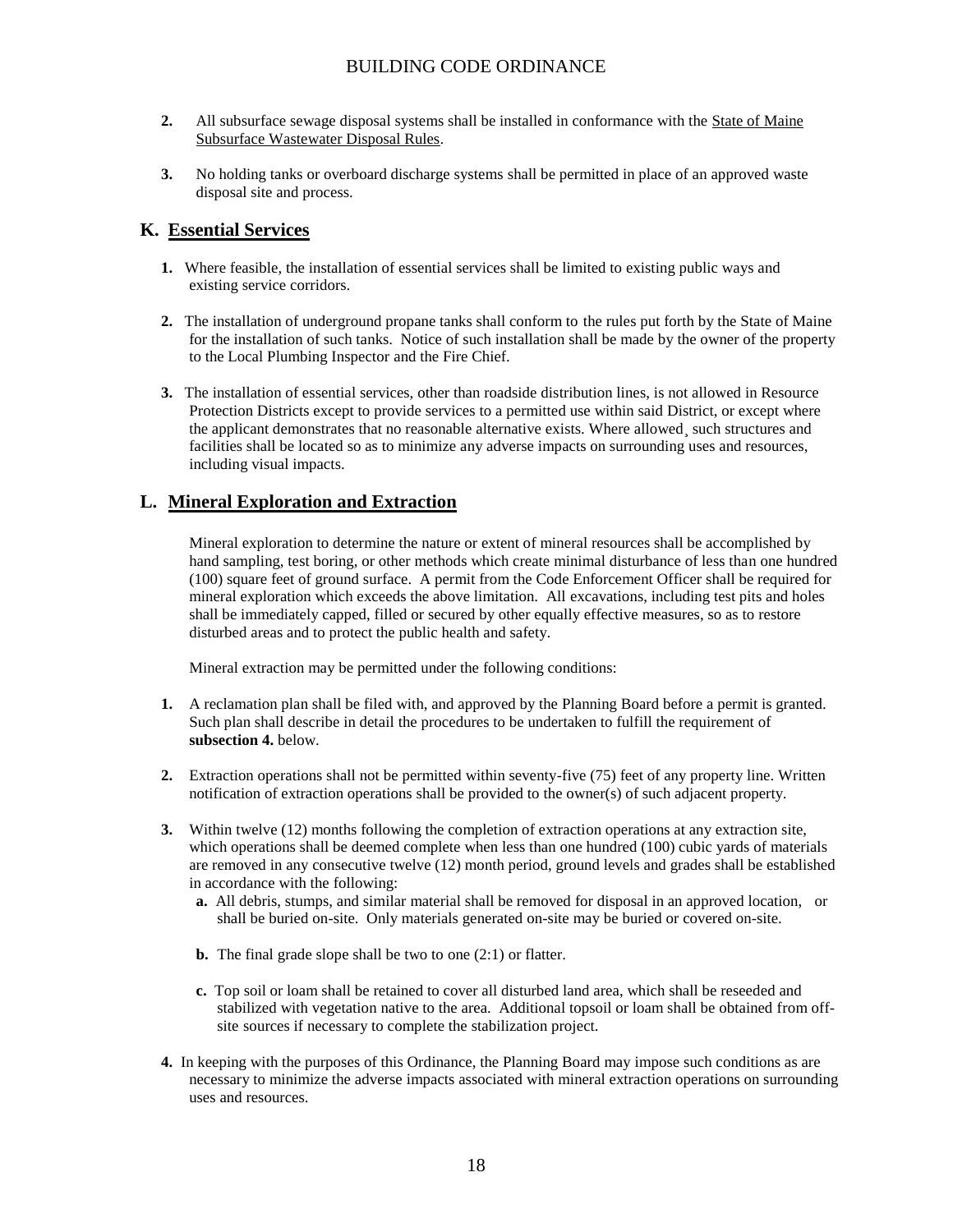2. All subsurface sewage disposal systems shall be installed in conformance with the State of Maine Subsurface Wastewater Disposal Rules.

3. No holding tanks or overboard discharge systems shall be permitted in place of an approved waste disposal site and process.

## K. Essential Services

1. Where feasible, the installation of essential services shall be limited to existing public ways and existing service corridors.

2. The installation of underground propane tanks shall conform to the rules put forth by the State of Maine for the installation of such tanks. Notice of such installation shall be made by the owner of the property to the Local Plumbing Inspector and the Fire Chief.

3. The installation of essential services, other than roadside distribution lines, is not allowed in Resource Protection Districts except to provide services to a permitted use within said District, or except where the applicant demonstrates that no reasonable alternative exists. Where allowed¸ such structures and facilities shall be located so as to minimize any adverse impacts on surrounding uses and resources, including visual impacts.

## L. Mineral Exploration and Extraction

Mineral exploration to determine the nature or extent of mineral resources shall be accomplished by hand sampling, test boring, or other methods which create minimal disturbance of less than one hundred (100) square feet of ground surface. A permit from the Code Enforcement Officer shall be required for mineral exploration which exceeds the above limitation. All excavations, including test pits and holes shall be immediately capped, filled or secured by other equally effective measures, so as to restore disturbed areas and to protect the public health and safety.

Mineral extraction may be permitted under the following conditions:

1. A reclamation plan shall be filed with, and approved by the Planning Board before a permit is granted. Such plan shall describe in detail the procedures to be undertaken to fulfill the requirement of **subsection 4.** below.

2. Extraction operations shall not be permitted within seventy-five (75) feet of any property line. Written notification of extraction operations shall be provided to the owner(s) of such adjacent property.

3. Within twelve (12) months following the completion of extraction operations at any extraction site, which operations shall be deemed complete when less than one hundred (100) cubic yards of materials are removed in any consecutive twelve (12) month period, ground levels and grades shall be established in accordance with the following:
   - **a.** All debris, stumps, and similar material shall be removed for disposal in an approved location, or shall be buried on-site. Only materials generated on-site may be buried or covered on-site.
   - **b.** The final grade slope shall be two to one (2:1) or flatter.
   - **c.** Top soil or loam shall be retained to cover all disturbed land area, which shall be reseeded and stabilized with vegetation native to the area. Additional topsoil or loam shall be obtained from off-site sources if necessary to complete the stabilization project.

4. In keeping with the purposes of this Ordinance, the Planning Board may impose such conditions as are necessary to minimize the adverse impacts associated with mineral extraction operations on surrounding uses and resources.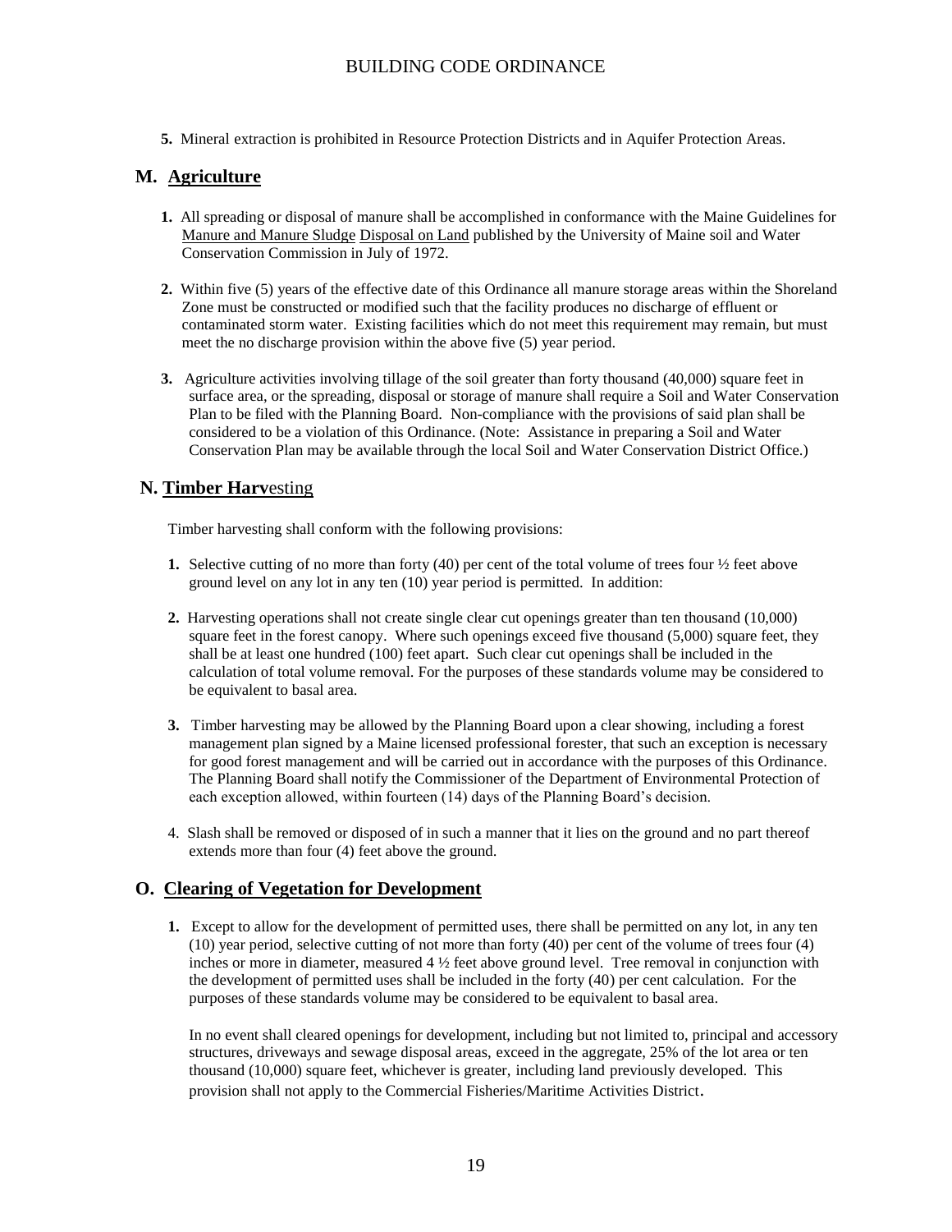5. Mineral extraction is prohibited in Resource Protection Districts and in Aquifer Protection Areas.

## M. Agriculture

1. All spreading or disposal of manure shall be accomplished in conformance with the Maine Guidelines for Manure and Manure Sludge Disposal on Land published by the University of Maine soil and Water Conservation Commission in July of 1972.

2. Within five (5) years of the effective date of this Ordinance all manure storage areas within the Shoreland Zone must be constructed or modified such that the facility produces no discharge of effluent or contaminated storm water. Existing facilities which do not meet this requirement may remain, but must meet the no discharge provision within the above five (5) year period.

3. Agriculture activities involving tillage of the soil greater than forty thousand (40,000) square feet in surface area, or the spreading, disposal or storage of manure shall require a Soil and Water Conservation Plan to be filed with the Planning Board. Non-compliance with the provisions of said plan shall be considered to be a violation of this Ordinance. (Note: Assistance in preparing a Soil and Water Conservation Plan may be available through the local Soil and Water Conservation District Office.)

## N. Timber Harvesting

Timber harvesting shall conform with the following provisions:

1. Selective cutting of no more than forty (40) per cent of the total volume of trees four ½ feet above ground level on any lot in any ten (10) year period is permitted. In addition:

2. Harvesting operations shall not create single clear cut openings greater than ten thousand (10,000) square feet in the forest canopy. Where such openings exceed five thousand (5,000) square feet, they shall be at least one hundred (100) feet apart. Such clear cut openings shall be included in the calculation of total volume removal. For the purposes of these standards volume may be considered to be equivalent to basal area.

3. Timber harvesting may be allowed by the Planning Board upon a clear showing, including a forest management plan signed by a Maine licensed professional forester, that such an exception is necessary for good forest management and will be carried out in accordance with the purposes of this Ordinance. The Planning Board shall notify the Commissioner of the Department of Environmental Protection of each exception allowed, within fourteen (14) days of the Planning Board's decision.

4. Slash shall be removed or disposed of in such a manner that it lies on the ground and no part thereof extends more than four (4) feet above the ground.

## O. Clearing of Vegetation for Development

1. Except to allow for the development of permitted uses, there shall be permitted on any lot, in any ten (10) year period, selective cutting of not more than forty (40) per cent of the volume of trees four (4) inches or more in diameter, measured 4 ½ feet above ground level. Tree removal in conjunction with the development of permitted uses shall be included in the forty (40) per cent calculation. For the purposes of these standards volume may be considered to be equivalent to basal area.

   In no event shall cleared openings for development, including but not limited to, principal and accessory structures, driveways and sewage disposal areas, exceed in the aggregate, 25% of the lot area or ten thousand (10,000) square feet, whichever is greater, including land previously developed. This provision shall not apply to the Commercial Fisheries/Maritime Activities District.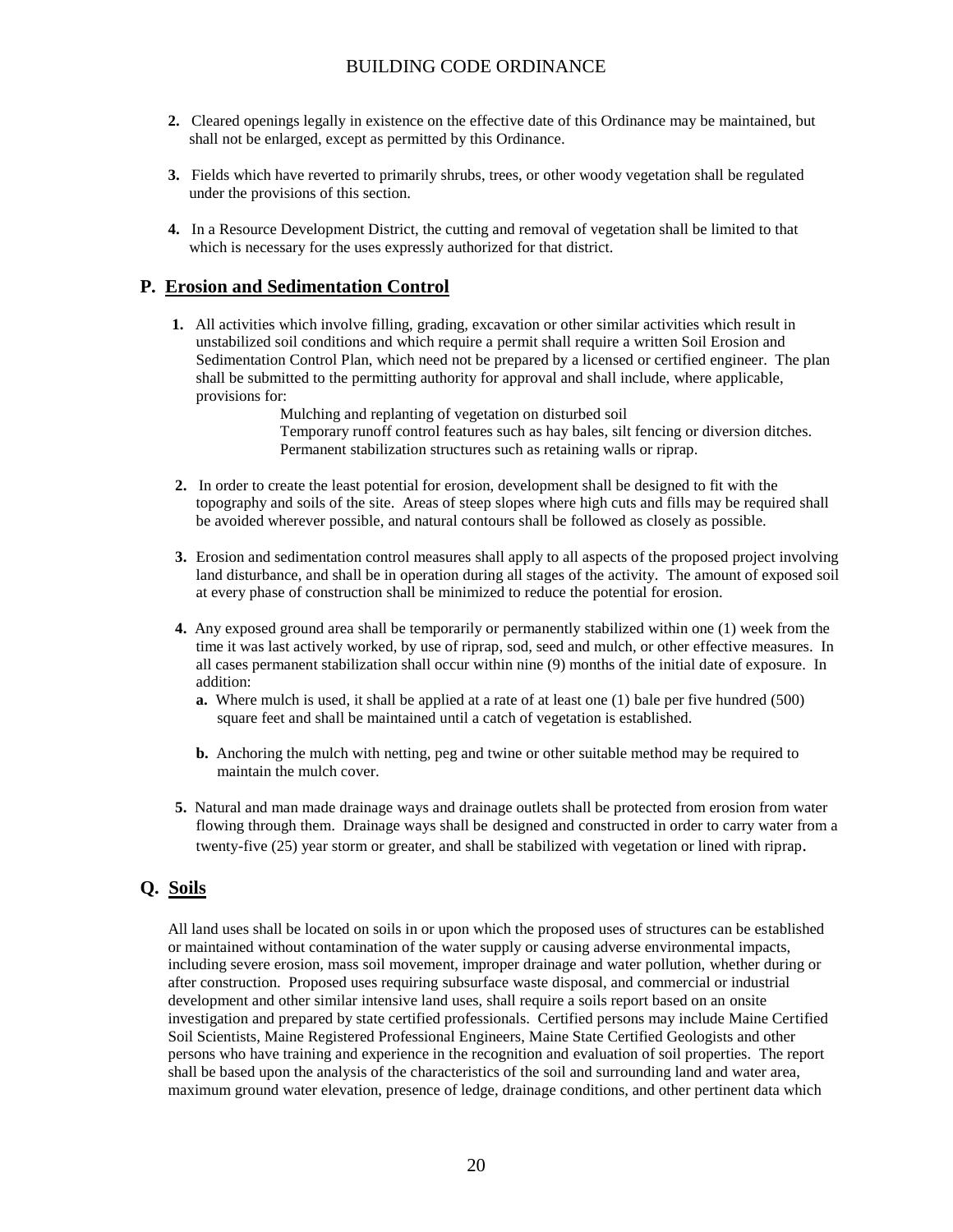2. Cleared openings legally in existence on the effective date of this Ordinance may be maintained, but shall not be enlarged, except as permitted by this Ordinance.

3. Fields which have reverted to primarily shrubs, trees, or other woody vegetation shall be regulated under the provisions of this section.

4. In a Resource Development District, the cutting and removal of vegetation shall be limited to that which is necessary for the uses expressly authorized for that district.

## P. Erosion and Sedimentation Control

1. All activities which involve filling, grading, excavation or other similar activities which result in unstabilized soil conditions and which require a permit shall require a written Soil Erosion and Sedimentation Control Plan, which need not be prepared by a licensed or certified engineer. The plan shall be submitted to the permitting authority for approval and shall include, where applicable, provisions for:

   Mulching and replanting of vegetation on disturbed soil
   Temporary runoff control features such as hay bales, silt fencing or diversion ditches.
   Permanent stabilization structures such as retaining walls or riprap.

2. In order to create the least potential for erosion, development shall be designed to fit with the topography and soils of the site. Areas of steep slopes where high cuts and fills may be required shall be avoided wherever possible, and natural contours shall be followed as closely as possible.

3. Erosion and sedimentation control measures shall apply to all aspects of the proposed project involving land disturbance, and shall be in operation during all stages of the activity. The amount of exposed soil at every phase of construction shall be minimized to reduce the potential for erosion.

4. Any exposed ground area shall be temporarily or permanently stabilized within one (1) week from the time it was last actively worked, by use of riprap, sod, seed and mulch, or other effective measures. In all cases permanent stabilization shall occur within nine (9) months of the initial date of exposure. In addition:
   - **a.** Where mulch is used, it shall be applied at a rate of at least one (1) bale per five hundred (500) square feet and shall be maintained until a catch of vegetation is established.
   - **b.** Anchoring the mulch with netting, peg and twine or other suitable method may be required to maintain the mulch cover.

5. Natural and man made drainage ways and drainage outlets shall be protected from erosion from water flowing through them. Drainage ways shall be designed and constructed in order to carry water from a twenty-five (25) year storm or greater, and shall be stabilized with vegetation or lined with riprap.

## Q. Soils

All land uses shall be located on soils in or upon which the proposed uses of structures can be established or maintained without contamination of the water supply or causing adverse environmental impacts, including severe erosion, mass soil movement, improper drainage and water pollution, whether during or after construction. Proposed uses requiring subsurface waste disposal, and commercial or industrial development and other similar intensive land uses, shall require a soils report based on an onsite investigation and prepared by state certified professionals. Certified persons may include Maine Certified Soil Scientists, Maine Registered Professional Engineers, Maine State Certified Geologists and other persons who have training and experience in the recognition and evaluation of soil properties. The report shall be based upon the analysis of the characteristics of the soil and surrounding land and water area, maximum ground water elevation, presence of ledge, drainage conditions, and other pertinent data which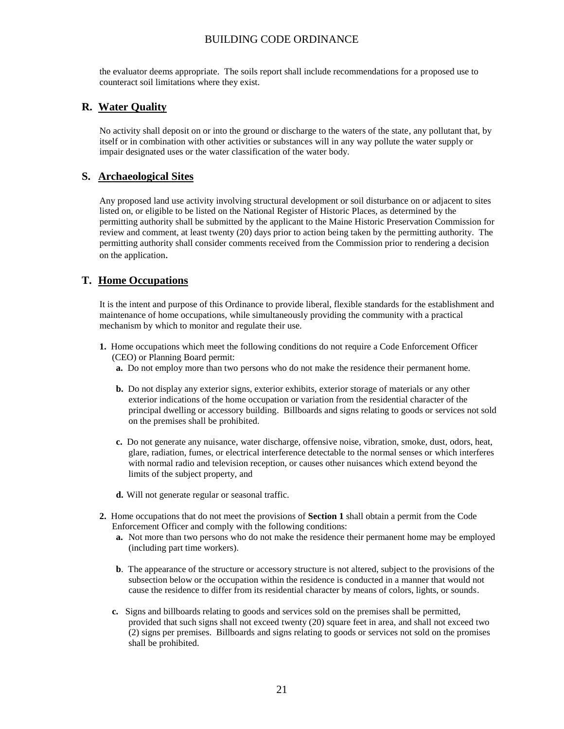the evaluator deems appropriate. The soils report shall include recommendations for a proposed use to counteract soil limitations where they exist.

## R. Water Quality

No activity shall deposit on or into the ground or discharge to the waters of the state, any pollutant that, by itself or in combination with other activities or substances will in any way pollute the water supply or impair designated uses or the water classification of the water body.

## S. Archaeological Sites

Any proposed land use activity involving structural development or soil disturbance on or adjacent to sites listed on, or eligible to be listed on the National Register of Historic Places, as determined by the permitting authority shall be submitted by the applicant to the Maine Historic Preservation Commission for review and comment, at least twenty (20) days prior to action being taken by the permitting authority. The permitting authority shall consider comments received from the Commission prior to rendering a decision on the application.

## T. Home Occupations

It is the intent and purpose of this Ordinance to provide liberal, flexible standards for the establishment and maintenance of home occupations, while simultaneously providing the community with a practical mechanism by which to monitor and regulate their use.

**1.** Home occupations which meet the following conditions do not require a Code Enforcement Officer (CEO) or Planning Board permit:

**a.** Do not employ more than two persons who do not make the residence their permanent home.

**b.** Do not display any exterior signs, exterior exhibits, exterior storage of materials or any other exterior indications of the home occupation or variation from the residential character of the principal dwelling or accessory building. Billboards and signs relating to goods or services not sold on the premises shall be prohibited.

**c.** Do not generate any nuisance, water discharge, offensive noise, vibration, smoke, dust, odors, heat, glare, radiation, fumes, or electrical interference detectable to the normal senses or which interferes with normal radio and television reception, or causes other nuisances which extend beyond the limits of the subject property, and

**d.** Will not generate regular or seasonal traffic.

**2.** Home occupations that do not meet the provisions of **Section 1** shall obtain a permit from the Code Enforcement Officer and comply with the following conditions:

**a.** Not more than two persons who do not make the residence their permanent home may be employed (including part time workers).

**b**. The appearance of the structure or accessory structure is not altered, subject to the provisions of the subsection below or the occupation within the residence is conducted in a manner that would not cause the residence to differ from its residential character by means of colors, lights, or sounds.

**c.** Signs and billboards relating to goods and services sold on the premises shall be permitted, provided that such signs shall not exceed twenty (20) square feet in area, and shall not exceed two (2) signs per premises. Billboards and signs relating to goods or services not sold on the promises shall be prohibited.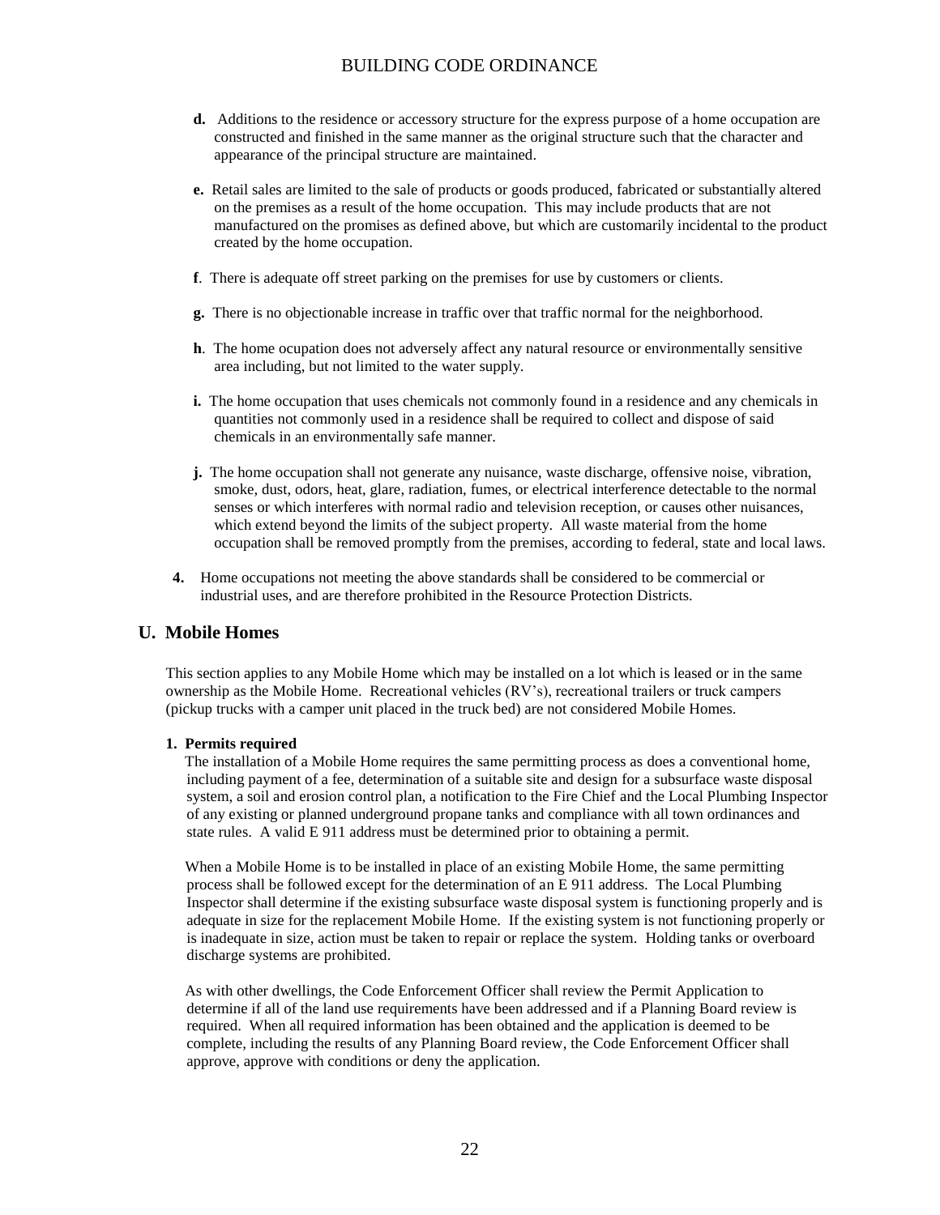**d.** Additions to the residence or accessory structure for the express purpose of a home occupation are constructed and finished in the same manner as the original structure such that the character and appearance of the principal structure are maintained.

**e.** Retail sales are limited to the sale of products or goods produced, fabricated or substantially altered on the premises as a result of the home occupation. This may include products that are not manufactured on the promises as defined above, but which are customarily incidental to the product created by the home occupation.

**f**. There is adequate off street parking on the premises for use by customers or clients.

**g.** There is no objectionable increase in traffic over that traffic normal for the neighborhood.

**h**. The home ocupation does not adversely affect any natural resource or environmentally sensitive area including, but not limited to the water supply.

**i.** The home occupation that uses chemicals not commonly found in a residence and any chemicals in quantities not commonly used in a residence shall be required to collect and dispose of said chemicals in an environmentally safe manner.

**j.** The home occupation shall not generate any nuisance, waste discharge, offensive noise, vibration, smoke, dust, odors, heat, glare, radiation, fumes, or electrical interference detectable to the normal senses or which interferes with normal radio and television reception, or causes other nuisances, which extend beyond the limits of the subject property. All waste material from the home occupation shall be removed promptly from the premises, according to federal, state and local laws.

**4.** Home occupations not meeting the above standards shall be considered to be commercial or industrial uses, and are therefore prohibited in the Resource Protection Districts.

## U. Mobile Homes

This section applies to any Mobile Home which may be installed on a lot which is leased or in the same ownership as the Mobile Home. Recreational vehicles (RV's), recreational trailers or truck campers (pickup trucks with a camper unit placed in the truck bed) are not considered Mobile Homes.

**1. Permits required**

The installation of a Mobile Home requires the same permitting process as does a conventional home, including payment of a fee, determination of a suitable site and design for a subsurface waste disposal system, a soil and erosion control plan, a notification to the Fire Chief and the Local Plumbing Inspector of any existing or planned underground propane tanks and compliance with all town ordinances and state rules. A valid E 911 address must be determined prior to obtaining a permit.

When a Mobile Home is to be installed in place of an existing Mobile Home, the same permitting process shall be followed except for the determination of an E 911 address. The Local Plumbing Inspector shall determine if the existing subsurface waste disposal system is functioning properly and is adequate in size for the replacement Mobile Home. If the existing system is not functioning properly or is inadequate in size, action must be taken to repair or replace the system. Holding tanks or overboard discharge systems are prohibited.

As with other dwellings, the Code Enforcement Officer shall review the Permit Application to determine if all of the land use requirements have been addressed and if a Planning Board review is required. When all required information has been obtained and the application is deemed to be complete, including the results of any Planning Board review, the Code Enforcement Officer shall approve, approve with conditions or deny the application.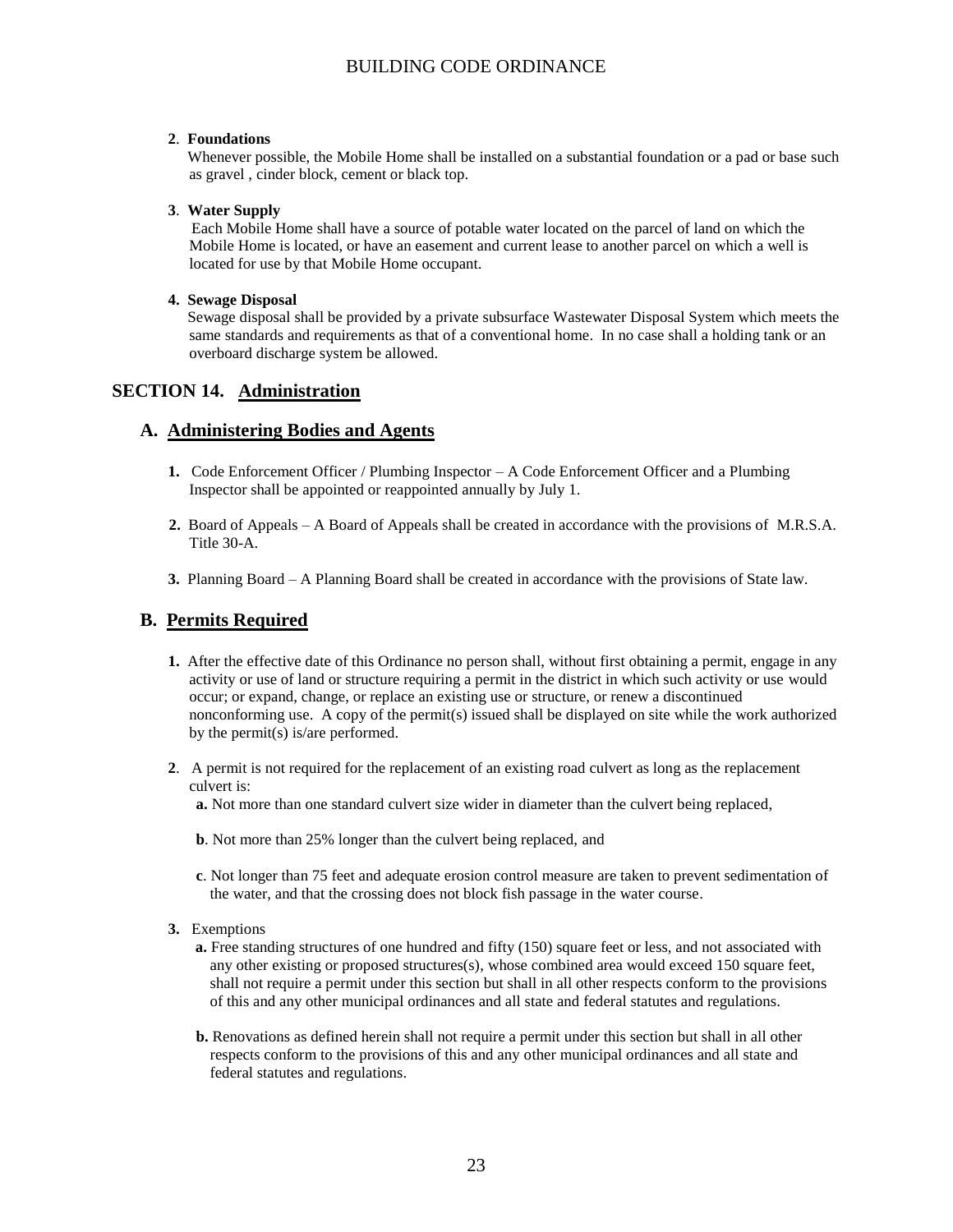**2**. **Foundations**

Whenever possible, the Mobile Home shall be installed on a substantial foundation or a pad or base such as gravel , cinder block, cement or black top.

**3**. **Water Supply**

Each Mobile Home shall have a source of potable water located on the parcel of land on which the Mobile Home is located, or have an easement and current lease to another parcel on which a well is located for use by that Mobile Home occupant.

**4. Sewage Disposal**

Sewage disposal shall be provided by a private subsurface Wastewater Disposal System which meets the same standards and requirements as that of a conventional home. In no case shall a holding tank or an overboard discharge system be allowed.

## SECTION 14. Administration

### A. Administering Bodies and Agents

**1.** Code Enforcement Officer / Plumbing Inspector – A Code Enforcement Officer and a Plumbing Inspector shall be appointed or reappointed annually by July 1.

**2.** Board of Appeals – A Board of Appeals shall be created in accordance with the provisions of M.R.S.A. Title 30-A.

**3.** Planning Board – A Planning Board shall be created in accordance with the provisions of State law.

### B. Permits Required

**1.** After the effective date of this Ordinance no person shall, without first obtaining a permit, engage in any activity or use of land or structure requiring a permit in the district in which such activity or use would occur; or expand, change, or replace an existing use or structure, or renew a discontinued nonconforming use. A copy of the permit(s) issued shall be displayed on site while the work authorized by the permit(s) is/are performed.

**2**. A permit is not required for the replacement of an existing road culvert as long as the replacement culvert is:

**a.** Not more than one standard culvert size wider in diameter than the culvert being replaced,

**b**. Not more than 25% longer than the culvert being replaced, and

**c**. Not longer than 75 feet and adequate erosion control measure are taken to prevent sedimentation of the water, and that the crossing does not block fish passage in the water course.

**3.** Exemptions

**a.** Free standing structures of one hundred and fifty (150) square feet or less, and not associated with any other existing or proposed structures(s), whose combined area would exceed 150 square feet, shall not require a permit under this section but shall in all other respects conform to the provisions of this and any other municipal ordinances and all state and federal statutes and regulations.

**b.** Renovations as defined herein shall not require a permit under this section but shall in all other respects conform to the provisions of this and any other municipal ordinances and all state and federal statutes and regulations.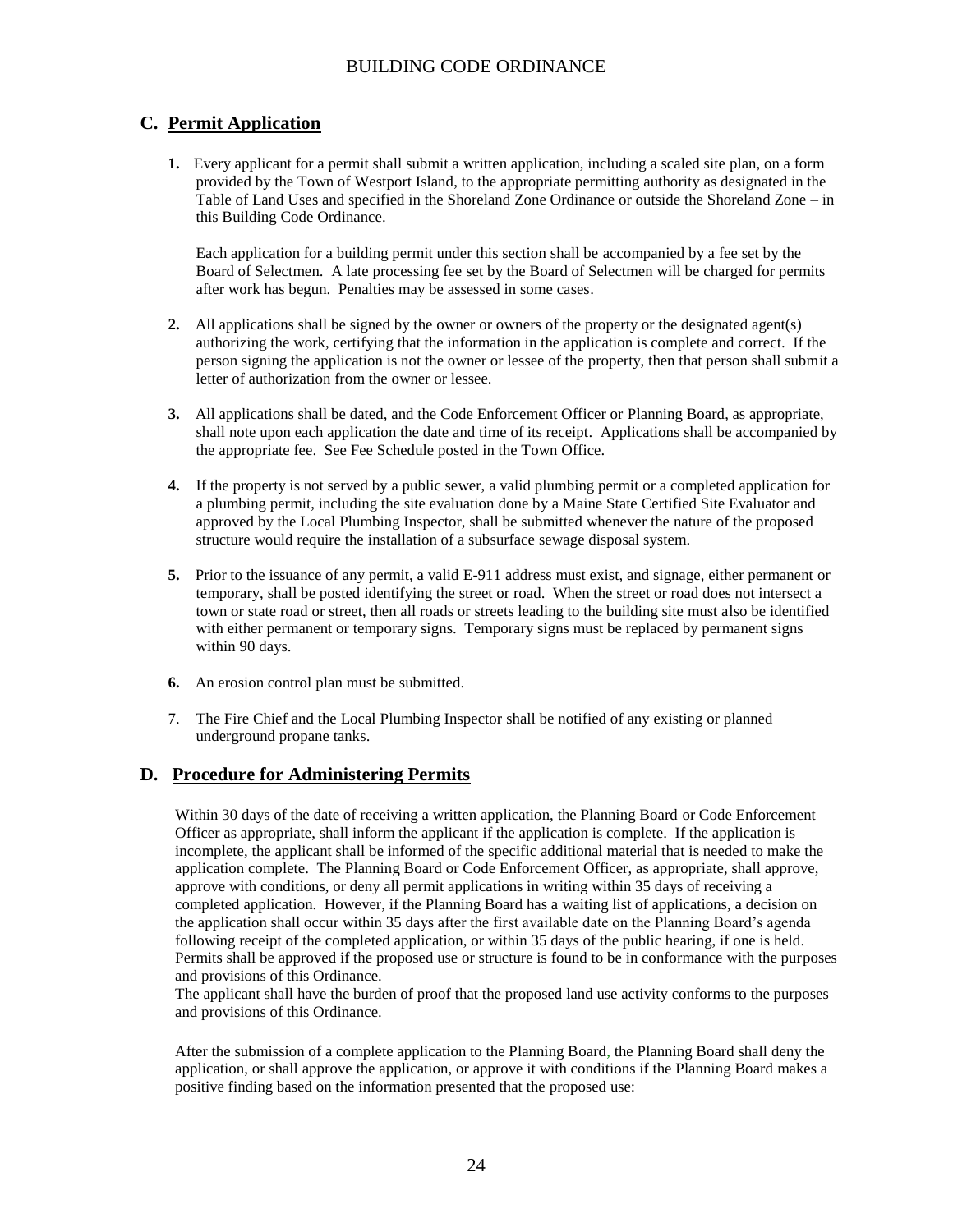## C. Permit Application

**1.** Every applicant for a permit shall submit a written application, including a scaled site plan, on a form provided by the Town of Westport Island, to the appropriate permitting authority as designated in the Table of Land Uses and specified in the Shoreland Zone Ordinance or outside the Shoreland Zone – in this Building Code Ordinance.

Each application for a building permit under this section shall be accompanied by a fee set by the Board of Selectmen. A late processing fee set by the Board of Selectmen will be charged for permits after work has begun. Penalties may be assessed in some cases.

**2.** All applications shall be signed by the owner or owners of the property or the designated agent(s) authorizing the work, certifying that the information in the application is complete and correct. If the person signing the application is not the owner or lessee of the property, then that person shall submit a letter of authorization from the owner or lessee.

**3.** All applications shall be dated, and the Code Enforcement Officer or Planning Board, as appropriate, shall note upon each application the date and time of its receipt. Applications shall be accompanied by the appropriate fee. See Fee Schedule posted in the Town Office.

**4.** If the property is not served by a public sewer, a valid plumbing permit or a completed application for a plumbing permit, including the site evaluation done by a Maine State Certified Site Evaluator and approved by the Local Plumbing Inspector, shall be submitted whenever the nature of the proposed structure would require the installation of a subsurface sewage disposal system.

**5.** Prior to the issuance of any permit, a valid E-911 address must exist, and signage, either permanent or temporary, shall be posted identifying the street or road. When the street or road does not intersect a town or state road or street, then all roads or streets leading to the building site must also be identified with either permanent or temporary signs. Temporary signs must be replaced by permanent signs within 90 days.

**6.** An erosion control plan must be submitted.

7. The Fire Chief and the Local Plumbing Inspector shall be notified of any existing or planned underground propane tanks.

## D. Procedure for Administering Permits

Within 30 days of the date of receiving a written application, the Planning Board or Code Enforcement Officer as appropriate, shall inform the applicant if the application is complete. If the application is incomplete, the applicant shall be informed of the specific additional material that is needed to make the application complete. The Planning Board or Code Enforcement Officer, as appropriate, shall approve, approve with conditions, or deny all permit applications in writing within 35 days of receiving a completed application. However, if the Planning Board has a waiting list of applications, a decision on the application shall occur within 35 days after the first available date on the Planning Board's agenda following receipt of the completed application, or within 35 days of the public hearing, if one is held. Permits shall be approved if the proposed use or structure is found to be in conformance with the purposes and provisions of this Ordinance.
The applicant shall have the burden of proof that the proposed land use activity conforms to the purposes and provisions of this Ordinance.

After the submission of a complete application to the Planning Board, the Planning Board shall deny the application, or shall approve the application, or approve it with conditions if the Planning Board makes a positive finding based on the information presented that the proposed use: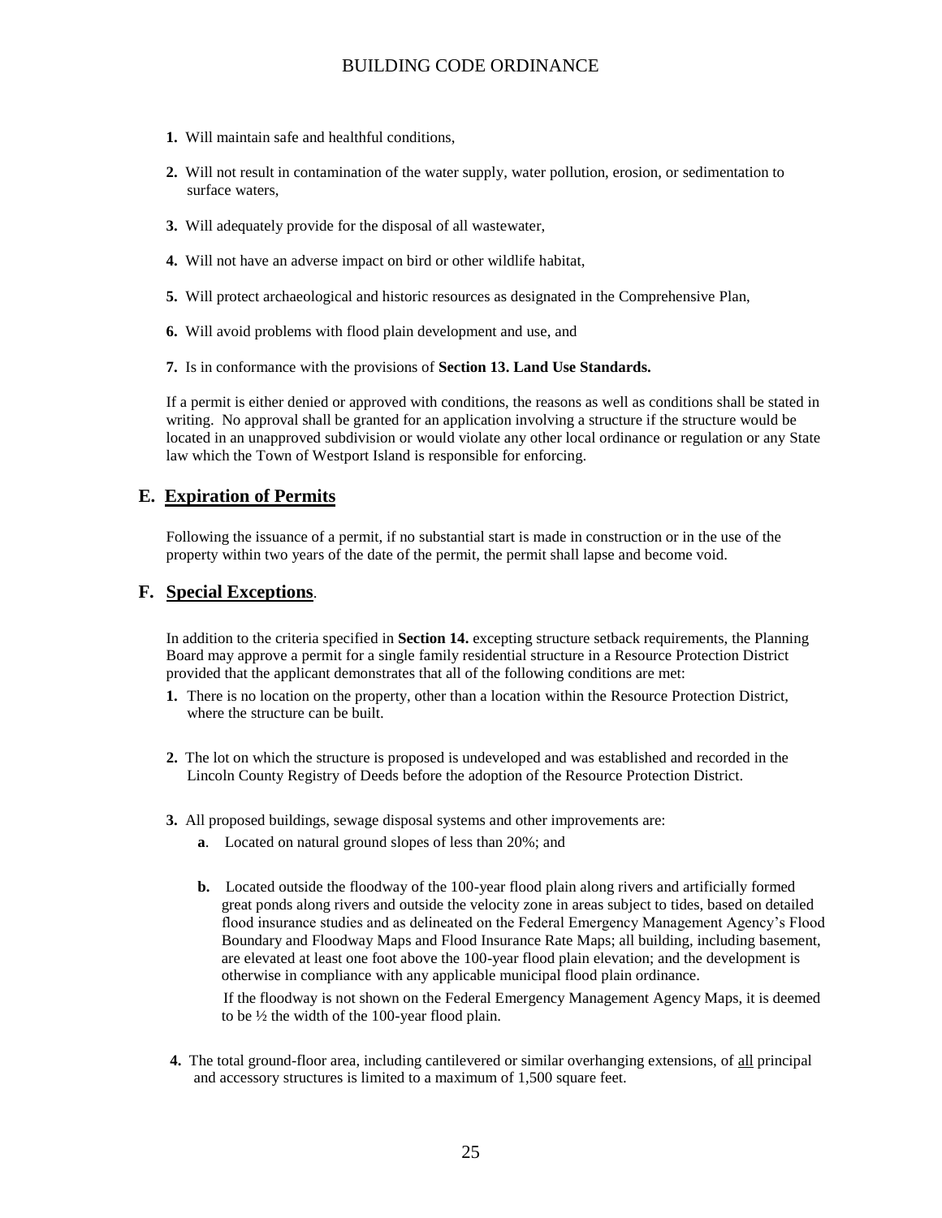1. Will maintain safe and healthful conditions,

2. Will not result in contamination of the water supply, water pollution, erosion, or sedimentation to surface waters,

3. Will adequately provide for the disposal of all wastewater,

4. Will not have an adverse impact on bird or other wildlife habitat,

5. Will protect archaeological and historic resources as designated in the Comprehensive Plan,

6. Will avoid problems with flood plain development and use, and

7. Is in conformance with the provisions of **Section 13. Land Use Standards.**

If a permit is either denied or approved with conditions, the reasons as well as conditions shall be stated in writing. No approval shall be granted for an application involving a structure if the structure would be located in an unapproved subdivision or would violate any other local ordinance or regulation or any State law which the Town of Westport Island is responsible for enforcing.

## E. Expiration of Permits

Following the issuance of a permit, if no substantial start is made in construction or in the use of the property within two years of the date of the permit, the permit shall lapse and become void.

## F. Special Exceptions.

In addition to the criteria specified in **Section 14.** excepting structure setback requirements, the Planning Board may approve a permit for a single family residential structure in a Resource Protection District provided that the applicant demonstrates that all of the following conditions are met:

1. There is no location on the property, other than a location within the Resource Protection District, where the structure can be built.

2. The lot on which the structure is proposed is undeveloped and was established and recorded in the Lincoln County Registry of Deeds before the adoption of the Resource Protection District.

3. All proposed buildings, sewage disposal systems and other improvements are:
   - **a**. Located on natural ground slopes of less than 20%; and
   - **b.** Located outside the floodway of the 100-year flood plain along rivers and artificially formed great ponds along rivers and outside the velocity zone in areas subject to tides, based on detailed flood insurance studies and as delineated on the Federal Emergency Management Agency's Flood Boundary and Floodway Maps and Flood Insurance Rate Maps; all building, including basement, are elevated at least one foot above the 100-year flood plain elevation; and the development is otherwise in compliance with any applicable municipal flood plain ordinance.

     If the floodway is not shown on the Federal Emergency Management Agency Maps, it is deemed to be ½ the width of the 100-year flood plain.

4. The total ground-floor area, including cantilevered or similar overhanging extensions, of all principal and accessory structures is limited to a maximum of 1,500 square feet.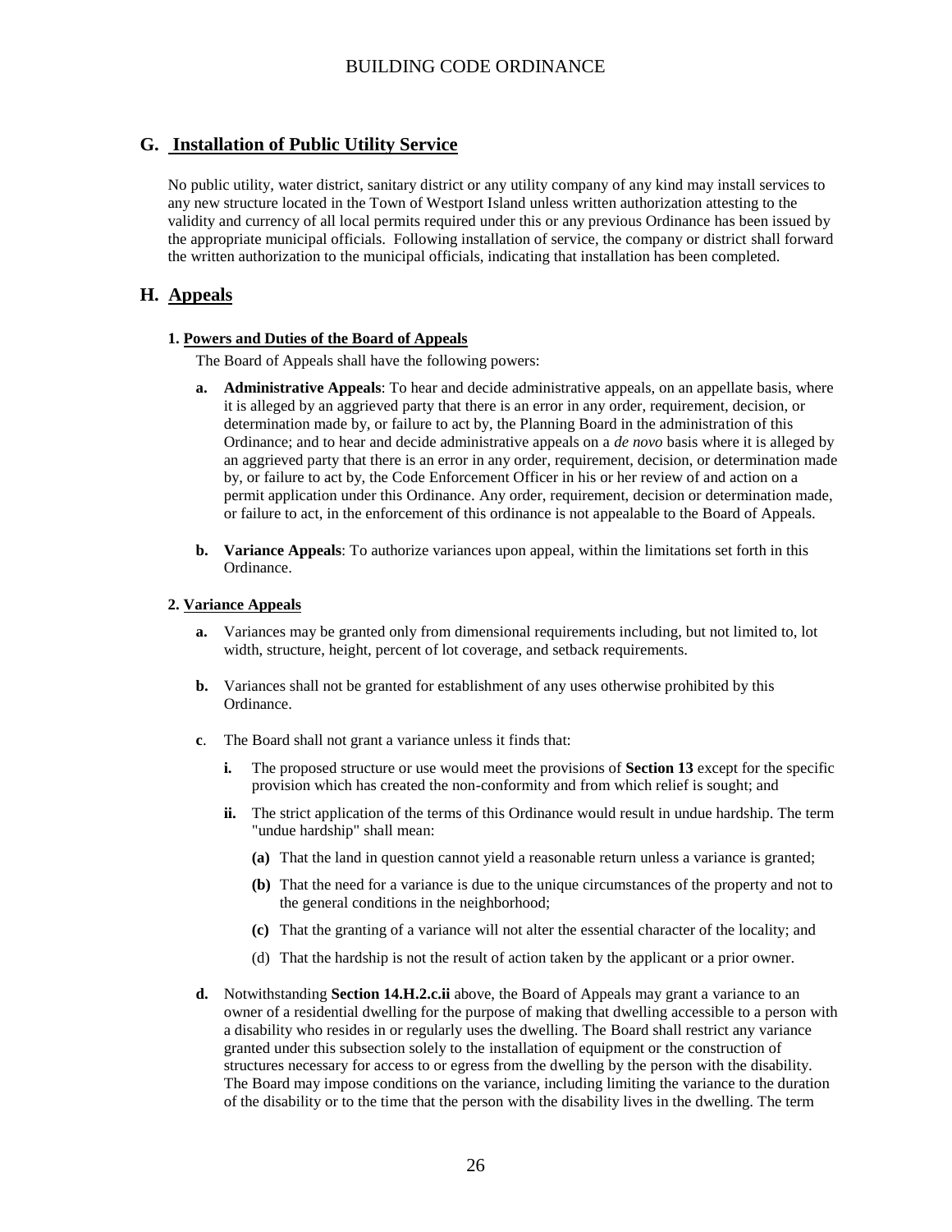## G. Installation of Public Utility Service

No public utility, water district, sanitary district or any utility company of any kind may install services to any new structure located in the Town of Westport Island unless written authorization attesting to the validity and currency of all local permits required under this or any previous Ordinance has been issued by the appropriate municipal officials. Following installation of service, the company or district shall forward the written authorization to the municipal officials, indicating that installation has been completed.

## H. Appeals

### 1. Powers and Duties of the Board of Appeals

The Board of Appeals shall have the following powers:

**a. Administrative Appeals**: To hear and decide administrative appeals, on an appellate basis, where it is alleged by an aggrieved party that there is an error in any order, requirement, decision, or determination made by, or failure to act by, the Planning Board in the administration of this Ordinance; and to hear and decide administrative appeals on a *de novo* basis where it is alleged by an aggrieved party that there is an error in any order, requirement, decision, or determination made by, or failure to act by, the Code Enforcement Officer in his or her review of and action on a permit application under this Ordinance. Any order, requirement, decision or determination made, or failure to act, in the enforcement of this ordinance is not appealable to the Board of Appeals.

**b. Variance Appeals**: To authorize variances upon appeal, within the limitations set forth in this Ordinance.

### 2. Variance Appeals

**a.** Variances may be granted only from dimensional requirements including, but not limited to, lot width, structure, height, percent of lot coverage, and setback requirements.

**b.** Variances shall not be granted for establishment of any uses otherwise prohibited by this Ordinance.

**c**. The Board shall not grant a variance unless it finds that:

**i.** The proposed structure or use would meet the provisions of **Section 13** except for the specific provision which has created the non-conformity and from which relief is sought; and

**ii.** The strict application of the terms of this Ordinance would result in undue hardship. The term "undue hardship" shall mean:

**(a)** That the land in question cannot yield a reasonable return unless a variance is granted;

**(b)** That the need for a variance is due to the unique circumstances of the property and not to the general conditions in the neighborhood;

**(c)** That the granting of a variance will not alter the essential character of the locality; and

(d) That the hardship is not the result of action taken by the applicant or a prior owner.

**d.** Notwithstanding **Section 14.H.2.c.ii** above, the Board of Appeals may grant a variance to an owner of a residential dwelling for the purpose of making that dwelling accessible to a person with a disability who resides in or regularly uses the dwelling. The Board shall restrict any variance granted under this subsection solely to the installation of equipment or the construction of structures necessary for access to or egress from the dwelling by the person with the disability. The Board may impose conditions on the variance, including limiting the variance to the duration of the disability or to the time that the person with the disability lives in the dwelling. The term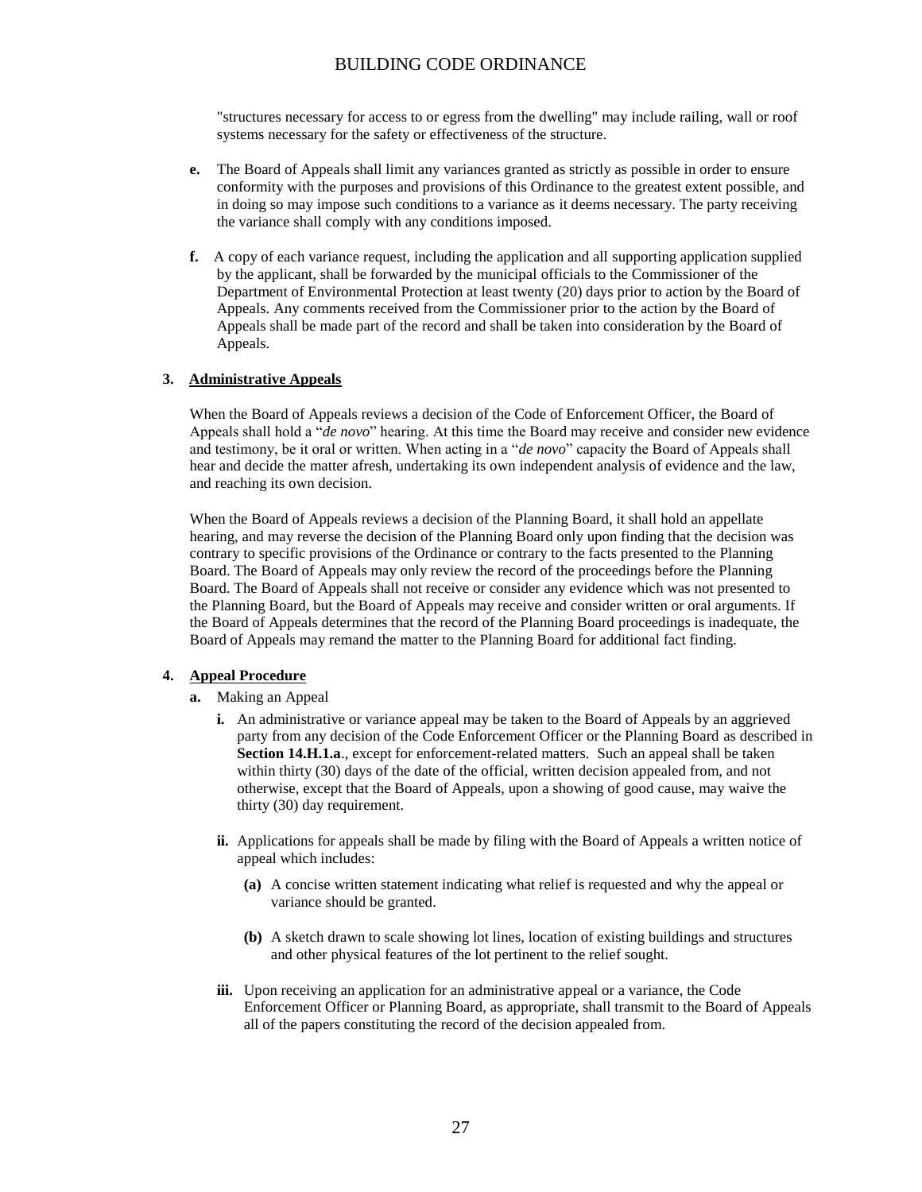"structures necessary for access to or egress from the dwelling" may include railing, wall or roof systems necessary for the safety or effectiveness of the structure.

**e.** The Board of Appeals shall limit any variances granted as strictly as possible in order to ensure conformity with the purposes and provisions of this Ordinance to the greatest extent possible, and in doing so may impose such conditions to a variance as it deems necessary. The party receiving the variance shall comply with any conditions imposed.

**f.** A copy of each variance request, including the application and all supporting application supplied by the applicant, shall be forwarded by the municipal officials to the Commissioner of the Department of Environmental Protection at least twenty (20) days prior to action by the Board of Appeals. Any comments received from the Commissioner prior to the action by the Board of Appeals shall be made part of the record and shall be taken into consideration by the Board of Appeals.

**3. Administrative Appeals**

When the Board of Appeals reviews a decision of the Code of Enforcement Officer, the Board of Appeals shall hold a "*de novo*" hearing. At this time the Board may receive and consider new evidence and testimony, be it oral or written. When acting in a "*de novo*" capacity the Board of Appeals shall hear and decide the matter afresh, undertaking its own independent analysis of evidence and the law, and reaching its own decision.

When the Board of Appeals reviews a decision of the Planning Board, it shall hold an appellate hearing, and may reverse the decision of the Planning Board only upon finding that the decision was contrary to specific provisions of the Ordinance or contrary to the facts presented to the Planning Board. The Board of Appeals may only review the record of the proceedings before the Planning Board. The Board of Appeals shall not receive or consider any evidence which was not presented to the Planning Board, but the Board of Appeals may receive and consider written or oral arguments. If the Board of Appeals determines that the record of the Planning Board proceedings is inadequate, the Board of Appeals may remand the matter to the Planning Board for additional fact finding.

**4. Appeal Procedure**

**a.** Making an Appeal

**i.** An administrative or variance appeal may be taken to the Board of Appeals by an aggrieved party from any decision of the Code Enforcement Officer or the Planning Board as described in **Section 14.H.1.a**., except for enforcement-related matters. Such an appeal shall be taken within thirty (30) days of the date of the official, written decision appealed from, and not otherwise, except that the Board of Appeals, upon a showing of good cause, may waive the thirty (30) day requirement.

**ii.** Applications for appeals shall be made by filing with the Board of Appeals a written notice of appeal which includes:

**(a)** A concise written statement indicating what relief is requested and why the appeal or variance should be granted.

**(b)** A sketch drawn to scale showing lot lines, location of existing buildings and structures and other physical features of the lot pertinent to the relief sought.

**iii.** Upon receiving an application for an administrative appeal or a variance, the Code Enforcement Officer or Planning Board, as appropriate, shall transmit to the Board of Appeals all of the papers constituting the record of the decision appealed from.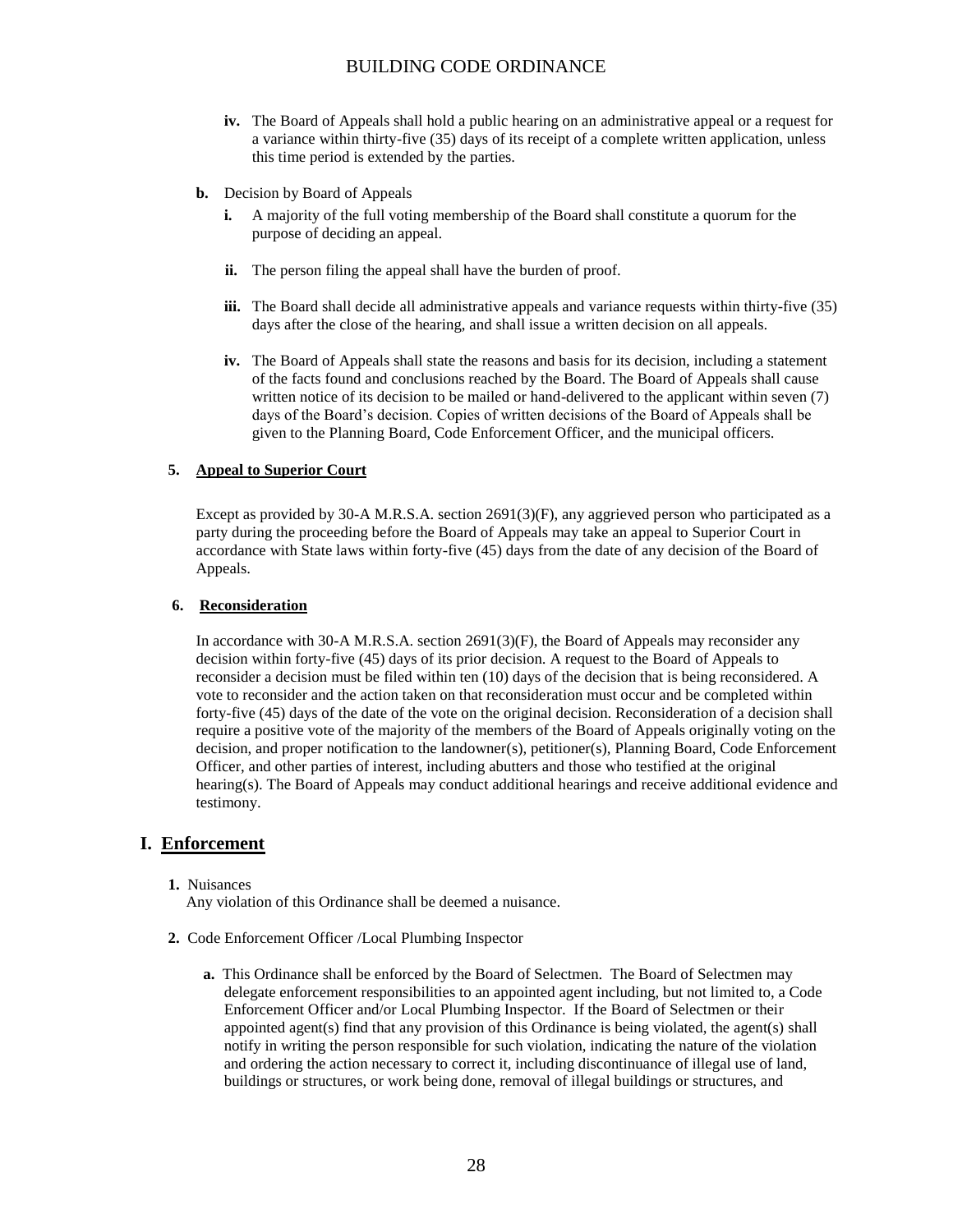- **iv.** The Board of Appeals shall hold a public hearing on an administrative appeal or a request for a variance within thirty-five (35) days of its receipt of a complete written application, unless this time period is extended by the parties.

**b.** Decision by Board of Appeals

- **i.** A majority of the full voting membership of the Board shall constitute a quorum for the purpose of deciding an appeal.
- **ii.** The person filing the appeal shall have the burden of proof.
- **iii.** The Board shall decide all administrative appeals and variance requests within thirty-five (35) days after the close of the hearing, and shall issue a written decision on all appeals.
- **iv.** The Board of Appeals shall state the reasons and basis for its decision, including a statement of the facts found and conclusions reached by the Board. The Board of Appeals shall cause written notice of its decision to be mailed or hand-delivered to the applicant within seven (7) days of the Board's decision. Copies of written decisions of the Board of Appeals shall be given to the Planning Board, Code Enforcement Officer, and the municipal officers.

**5. Appeal to Superior Court**

Except as provided by 30-A M.R.S.A. section 2691(3)(F), any aggrieved person who participated as a party during the proceeding before the Board of Appeals may take an appeal to Superior Court in accordance with State laws within forty-five (45) days from the date of any decision of the Board of Appeals.

**6. Reconsideration**

In accordance with 30-A M.R.S.A. section 2691(3)(F), the Board of Appeals may reconsider any decision within forty-five (45) days of its prior decision. A request to the Board of Appeals to reconsider a decision must be filed within ten (10) days of the decision that is being reconsidered. A vote to reconsider and the action taken on that reconsideration must occur and be completed within forty-five (45) days of the date of the vote on the original decision. Reconsideration of a decision shall require a positive vote of the majority of the members of the Board of Appeals originally voting on the decision, and proper notification to the landowner(s), petitioner(s), Planning Board, Code Enforcement Officer, and other parties of interest, including abutters and those who testified at the original hearing(s). The Board of Appeals may conduct additional hearings and receive additional evidence and testimony.

## I. Enforcement

**1.** Nuisances

Any violation of this Ordinance shall be deemed a nuisance.

**2.** Code Enforcement Officer /Local Plumbing Inspector

**a.** This Ordinance shall be enforced by the Board of Selectmen. The Board of Selectmen may delegate enforcement responsibilities to an appointed agent including, but not limited to, a Code Enforcement Officer and/or Local Plumbing Inspector. If the Board of Selectmen or their appointed agent(s) find that any provision of this Ordinance is being violated, the agent(s) shall notify in writing the person responsible for such violation, indicating the nature of the violation and ordering the action necessary to correct it, including discontinuance of illegal use of land, buildings or structures, or work being done, removal of illegal buildings or structures, and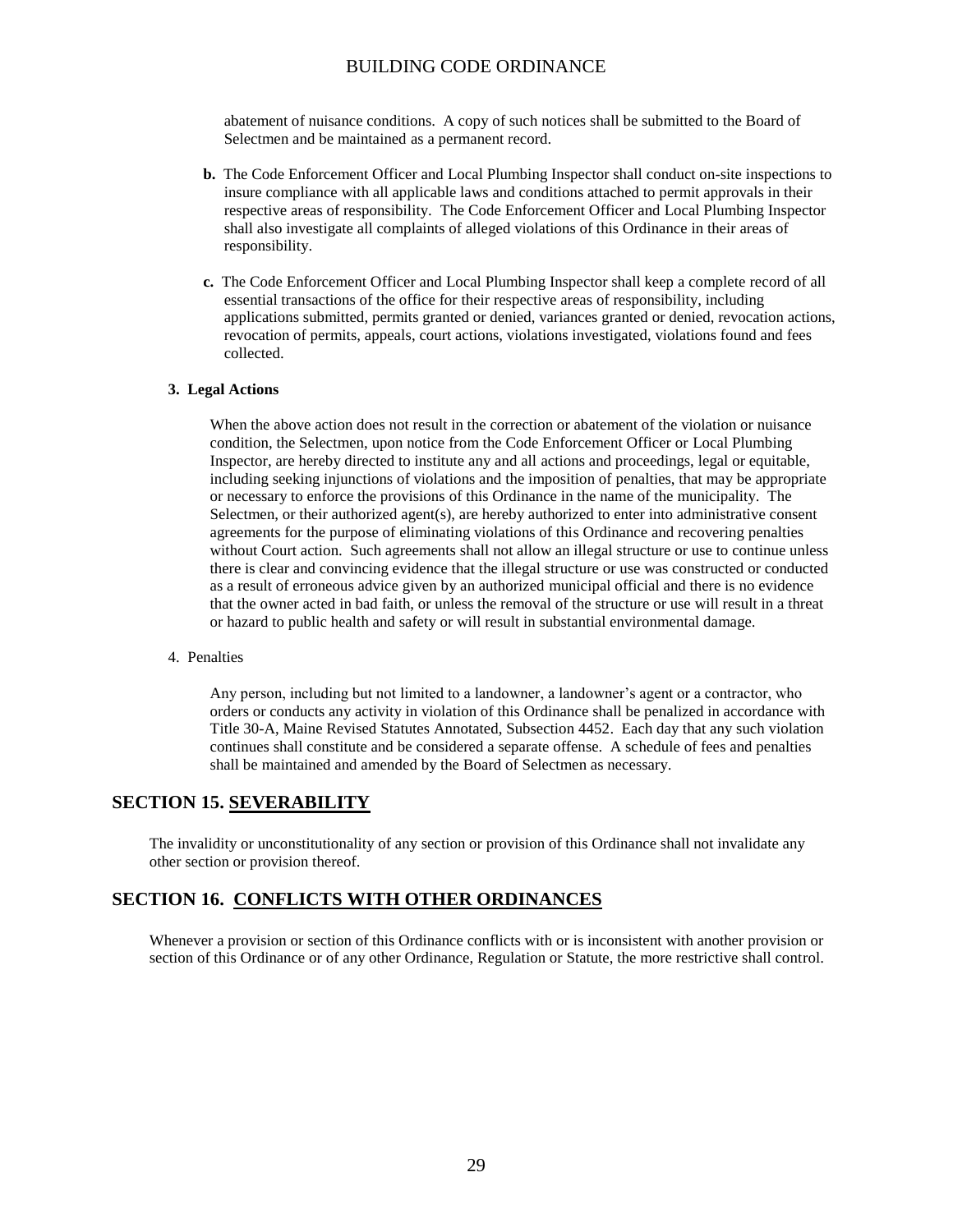abatement of nuisance conditions. A copy of such notices shall be submitted to the Board of Selectmen and be maintained as a permanent record.

**b.** The Code Enforcement Officer and Local Plumbing Inspector shall conduct on-site inspections to insure compliance with all applicable laws and conditions attached to permit approvals in their respective areas of responsibility. The Code Enforcement Officer and Local Plumbing Inspector shall also investigate all complaints of alleged violations of this Ordinance in their areas of responsibility.

**c.** The Code Enforcement Officer and Local Plumbing Inspector shall keep a complete record of all essential transactions of the office for their respective areas of responsibility, including applications submitted, permits granted or denied, variances granted or denied, revocation actions, revocation of permits, appeals, court actions, violations investigated, violations found and fees collected.

**3. Legal Actions**

When the above action does not result in the correction or abatement of the violation or nuisance condition, the Selectmen, upon notice from the Code Enforcement Officer or Local Plumbing Inspector, are hereby directed to institute any and all actions and proceedings, legal or equitable, including seeking injunctions of violations and the imposition of penalties, that may be appropriate or necessary to enforce the provisions of this Ordinance in the name of the municipality. The Selectmen, or their authorized agent(s), are hereby authorized to enter into administrative consent agreements for the purpose of eliminating violations of this Ordinance and recovering penalties without Court action. Such agreements shall not allow an illegal structure or use to continue unless there is clear and convincing evidence that the illegal structure or use was constructed or conducted as a result of erroneous advice given by an authorized municipal official and there is no evidence that the owner acted in bad faith, or unless the removal of the structure or use will result in a threat or hazard to public health and safety or will result in substantial environmental damage.

4. Penalties

Any person, including but not limited to a landowner, a landowner's agent or a contractor, who orders or conducts any activity in violation of this Ordinance shall be penalized in accordance with Title 30-A, Maine Revised Statutes Annotated, Subsection 4452. Each day that any such violation continues shall constitute and be considered a separate offense. A schedule of fees and penalties shall be maintained and amended by the Board of Selectmen as necessary.

## SECTION 15. SEVERABILITY

The invalidity or unconstitutionality of any section or provision of this Ordinance shall not invalidate any other section or provision thereof.

## SECTION 16. CONFLICTS WITH OTHER ORDINANCES

Whenever a provision or section of this Ordinance conflicts with or is inconsistent with another provision or section of this Ordinance or of any other Ordinance, Regulation or Statute, the more restrictive shall control.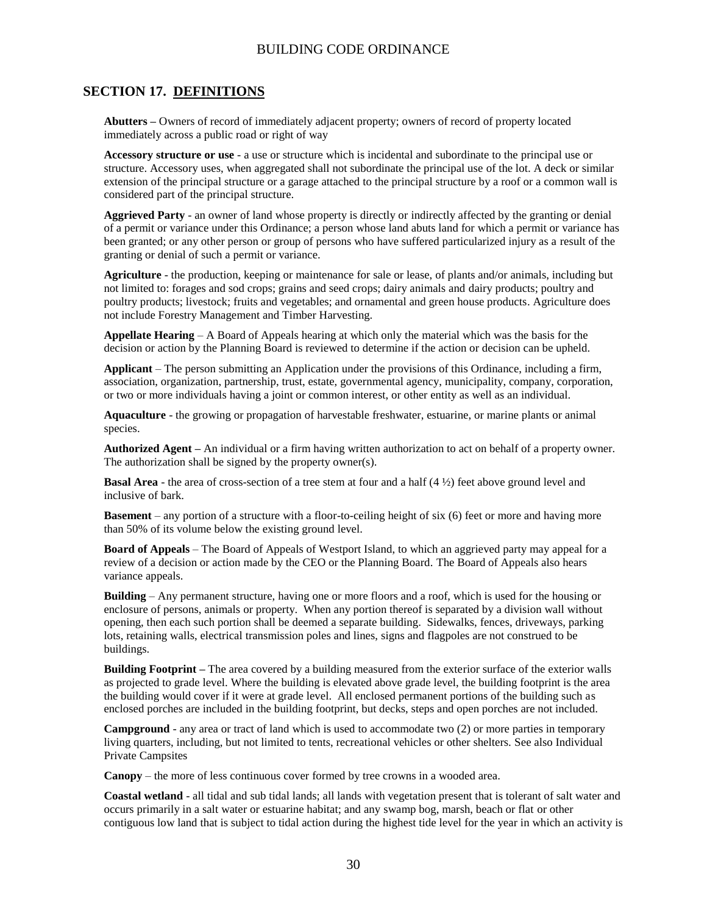## SECTION 17. DEFINITIONS

**Abutters –** Owners of record of immediately adjacent property; owners of record of property located immediately across a public road or right of way

**Accessory structure or use** - a use or structure which is incidental and subordinate to the principal use or structure. Accessory uses, when aggregated shall not subordinate the principal use of the lot. A deck or similar extension of the principal structure or a garage attached to the principal structure by a roof or a common wall is considered part of the principal structure.

**Aggrieved Party** - an owner of land whose property is directly or indirectly affected by the granting or denial of a permit or variance under this Ordinance; a person whose land abuts land for which a permit or variance has been granted; or any other person or group of persons who have suffered particularized injury as a result of the granting or denial of such a permit or variance.

**Agriculture** - the production, keeping or maintenance for sale or lease, of plants and/or animals, including but not limited to: forages and sod crops; grains and seed crops; dairy animals and dairy products; poultry and poultry products; livestock; fruits and vegetables; and ornamental and green house products. Agriculture does not include Forestry Management and Timber Harvesting.

**Appellate Hearing** – A Board of Appeals hearing at which only the material which was the basis for the decision or action by the Planning Board is reviewed to determine if the action or decision can be upheld.

**Applicant** – The person submitting an Application under the provisions of this Ordinance, including a firm, association, organization, partnership, trust, estate, governmental agency, municipality, company, corporation, or two or more individuals having a joint or common interest, or other entity as well as an individual.

**Aquaculture** - the growing or propagation of harvestable freshwater, estuarine, or marine plants or animal species.

**Authorized Agent –** An individual or a firm having written authorization to act on behalf of a property owner. The authorization shall be signed by the property owner(s).

**Basal Area** - the area of cross-section of a tree stem at four and a half (4 ½) feet above ground level and inclusive of bark.

**Basement** – any portion of a structure with a floor-to-ceiling height of six (6) feet or more and having more than 50% of its volume below the existing ground level.

**Board of Appeals** – The Board of Appeals of Westport Island, to which an aggrieved party may appeal for a review of a decision or action made by the CEO or the Planning Board. The Board of Appeals also hears variance appeals.

**Building** – Any permanent structure, having one or more floors and a roof, which is used for the housing or enclosure of persons, animals or property. When any portion thereof is separated by a division wall without opening, then each such portion shall be deemed a separate building. Sidewalks, fences, driveways, parking lots, retaining walls, electrical transmission poles and lines, signs and flagpoles are not construed to be buildings.

**Building Footprint –** The area covered by a building measured from the exterior surface of the exterior walls as projected to grade level. Where the building is elevated above grade level, the building footprint is the area the building would cover if it were at grade level. All enclosed permanent portions of the building such as enclosed porches are included in the building footprint, but decks, steps and open porches are not included.

**Campground** - any area or tract of land which is used to accommodate two (2) or more parties in temporary living quarters, including, but not limited to tents, recreational vehicles or other shelters. See also Individual Private Campsites

**Canopy** – the more of less continuous cover formed by tree crowns in a wooded area.

**Coastal wetland** - all tidal and sub tidal lands; all lands with vegetation present that is tolerant of salt water and occurs primarily in a salt water or estuarine habitat; and any swamp bog, marsh, beach or flat or other contiguous low land that is subject to tidal action during the highest tide level for the year in which an activity is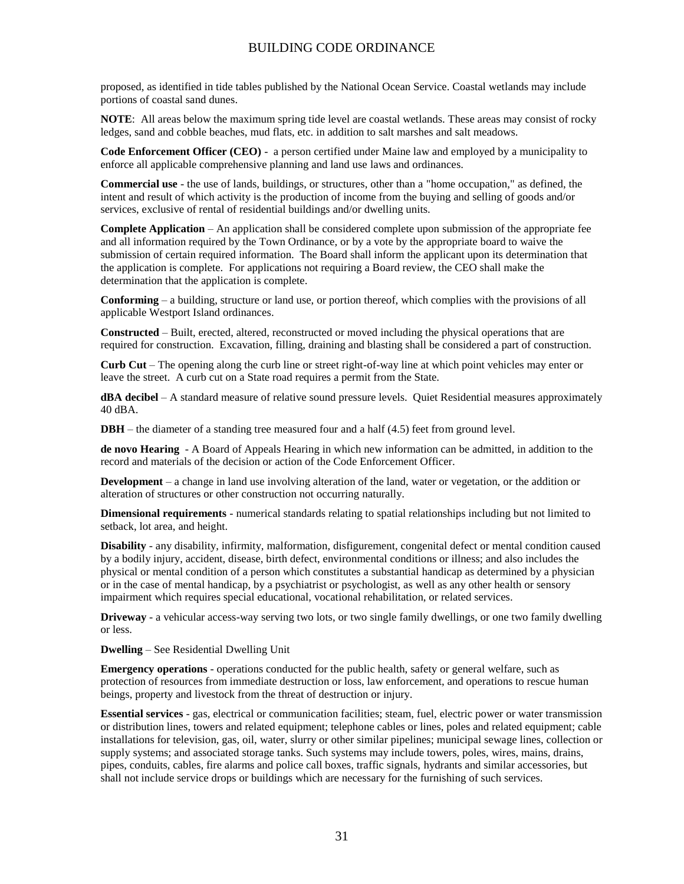proposed, as identified in tide tables published by the National Ocean Service. Coastal wetlands may include portions of coastal sand dunes.

**NOTE**: All areas below the maximum spring tide level are coastal wetlands. These areas may consist of rocky ledges, sand and cobble beaches, mud flats, etc. in addition to salt marshes and salt meadows.

**Code Enforcement Officer (CEO)** - a person certified under Maine law and employed by a municipality to enforce all applicable comprehensive planning and land use laws and ordinances.

**Commercial use** - the use of lands, buildings, or structures, other than a "home occupation," as defined, the intent and result of which activity is the production of income from the buying and selling of goods and/or services, exclusive of rental of residential buildings and/or dwelling units.

**Complete Application** – An application shall be considered complete upon submission of the appropriate fee and all information required by the Town Ordinance, or by a vote by the appropriate board to waive the submission of certain required information. The Board shall inform the applicant upon its determination that the application is complete. For applications not requiring a Board review, the CEO shall make the determination that the application is complete.

**Conforming** – a building, structure or land use, or portion thereof, which complies with the provisions of all applicable Westport Island ordinances.

**Constructed** – Built, erected, altered, reconstructed or moved including the physical operations that are required for construction. Excavation, filling, draining and blasting shall be considered a part of construction.

**Curb Cut** – The opening along the curb line or street right-of-way line at which point vehicles may enter or leave the street. A curb cut on a State road requires a permit from the State.

**dBA decibel** – A standard measure of relative sound pressure levels. Quiet Residential measures approximately 40 dBA.

**DBH** – the diameter of a standing tree measured four and a half (4.5) feet from ground level.

**de novo Hearing** - A Board of Appeals Hearing in which new information can be admitted, in addition to the record and materials of the decision or action of the Code Enforcement Officer.

**Development** – a change in land use involving alteration of the land, water or vegetation, or the addition or alteration of structures or other construction not occurring naturally.

**Dimensional requirements** - numerical standards relating to spatial relationships including but not limited to setback, lot area, and height.

**Disability** - any disability, infirmity, malformation, disfigurement, congenital defect or mental condition caused by a bodily injury, accident, disease, birth defect, environmental conditions or illness; and also includes the physical or mental condition of a person which constitutes a substantial handicap as determined by a physician or in the case of mental handicap, by a psychiatrist or psychologist, as well as any other health or sensory impairment which requires special educational, vocational rehabilitation, or related services.

**Driveway** - a vehicular access-way serving two lots, or two single family dwellings, or one two family dwelling or less.

**Dwelling** – See Residential Dwelling Unit

**Emergency operations** - operations conducted for the public health, safety or general welfare, such as protection of resources from immediate destruction or loss, law enforcement, and operations to rescue human beings, property and livestock from the threat of destruction or injury.

**Essential services** - gas, electrical or communication facilities; steam, fuel, electric power or water transmission or distribution lines, towers and related equipment; telephone cables or lines, poles and related equipment; cable installations for television, gas, oil, water, slurry or other similar pipelines; municipal sewage lines, collection or supply systems; and associated storage tanks. Such systems may include towers, poles, wires, mains, drains, pipes, conduits, cables, fire alarms and police call boxes, traffic signals, hydrants and similar accessories, but shall not include service drops or buildings which are necessary for the furnishing of such services.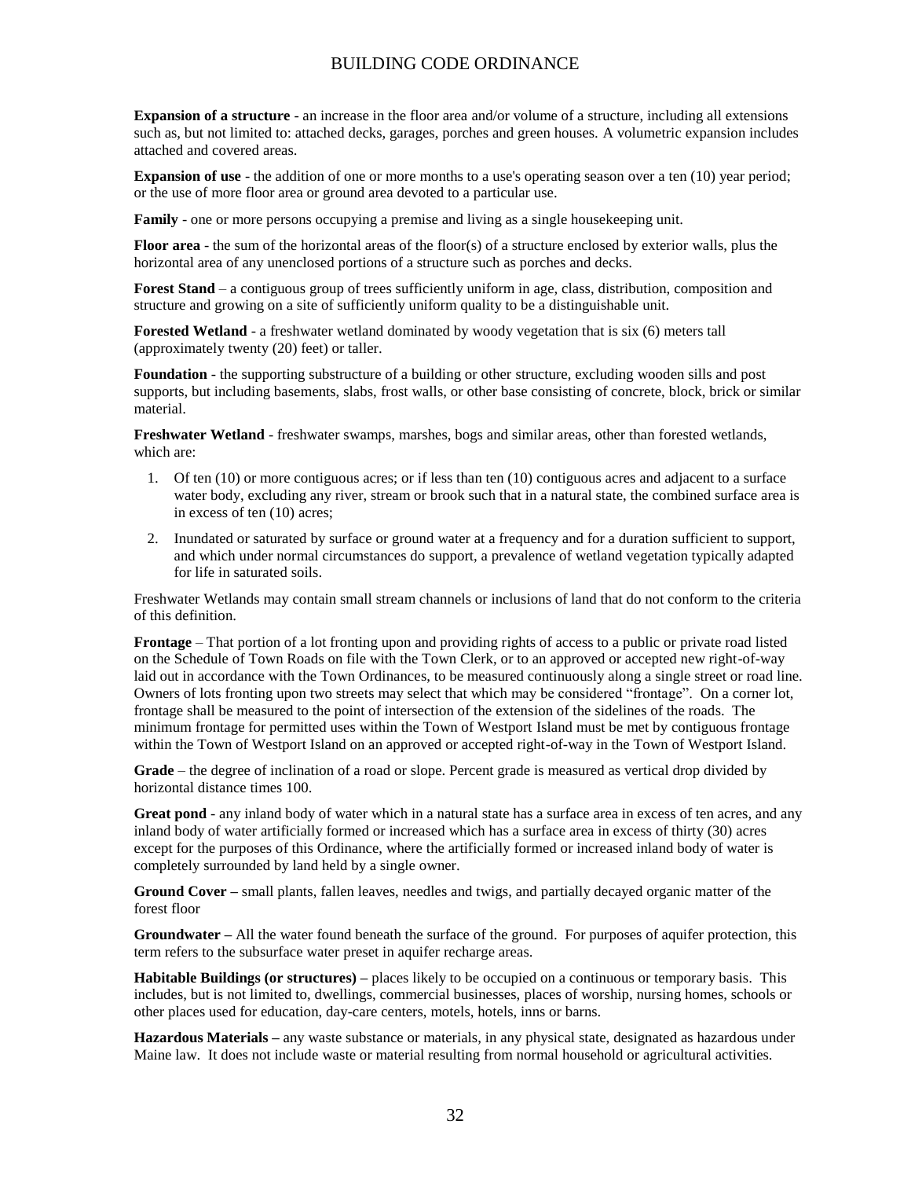**Expansion of a structure** - an increase in the floor area and/or volume of a structure, including all extensions such as, but not limited to: attached decks, garages, porches and green houses. A volumetric expansion includes attached and covered areas.

**Expansion of use** - the addition of one or more months to a use's operating season over a ten (10) year period; or the use of more floor area or ground area devoted to a particular use.

**Family** - one or more persons occupying a premise and living as a single housekeeping unit.

**Floor area** - the sum of the horizontal areas of the floor(s) of a structure enclosed by exterior walls, plus the horizontal area of any unenclosed portions of a structure such as porches and decks.

**Forest Stand** – a contiguous group of trees sufficiently uniform in age, class, distribution, composition and structure and growing on a site of sufficiently uniform quality to be a distinguishable unit.

**Forested Wetland** - a freshwater wetland dominated by woody vegetation that is six (6) meters tall (approximately twenty (20) feet) or taller.

**Foundation** - the supporting substructure of a building or other structure, excluding wooden sills and post supports, but including basements, slabs, frost walls, or other base consisting of concrete, block, brick or similar material.

**Freshwater Wetland** - freshwater swamps, marshes, bogs and similar areas, other than forested wetlands, which are:

1. Of ten (10) or more contiguous acres; or if less than ten (10) contiguous acres and adjacent to a surface water body, excluding any river, stream or brook such that in a natural state, the combined surface area is in excess of ten (10) acres;
2. Inundated or saturated by surface or ground water at a frequency and for a duration sufficient to support, and which under normal circumstances do support, a prevalence of wetland vegetation typically adapted for life in saturated soils.

Freshwater Wetlands may contain small stream channels or inclusions of land that do not conform to the criteria of this definition.

**Frontage** – That portion of a lot fronting upon and providing rights of access to a public or private road listed on the Schedule of Town Roads on file with the Town Clerk, or to an approved or accepted new right-of-way laid out in accordance with the Town Ordinances, to be measured continuously along a single street or road line. Owners of lots fronting upon two streets may select that which may be considered "frontage". On a corner lot, frontage shall be measured to the point of intersection of the extension of the sidelines of the roads. The minimum frontage for permitted uses within the Town of Westport Island must be met by contiguous frontage within the Town of Westport Island on an approved or accepted right-of-way in the Town of Westport Island.

**Grade** – the degree of inclination of a road or slope. Percent grade is measured as vertical drop divided by horizontal distance times 100.

**Great pond** - any inland body of water which in a natural state has a surface area in excess of ten acres, and any inland body of water artificially formed or increased which has a surface area in excess of thirty (30) acres except for the purposes of this Ordinance, where the artificially formed or increased inland body of water is completely surrounded by land held by a single owner.

**Ground Cover –** small plants, fallen leaves, needles and twigs, and partially decayed organic matter of the forest floor

**Groundwater –** All the water found beneath the surface of the ground. For purposes of aquifer protection, this term refers to the subsurface water preset in aquifer recharge areas.

**Habitable Buildings (or structures) –** places likely to be occupied on a continuous or temporary basis. This includes, but is not limited to, dwellings, commercial businesses, places of worship, nursing homes, schools or other places used for education, day-care centers, motels, hotels, inns or barns.

**Hazardous Materials –** any waste substance or materials, in any physical state, designated as hazardous under Maine law. It does not include waste or material resulting from normal household or agricultural activities.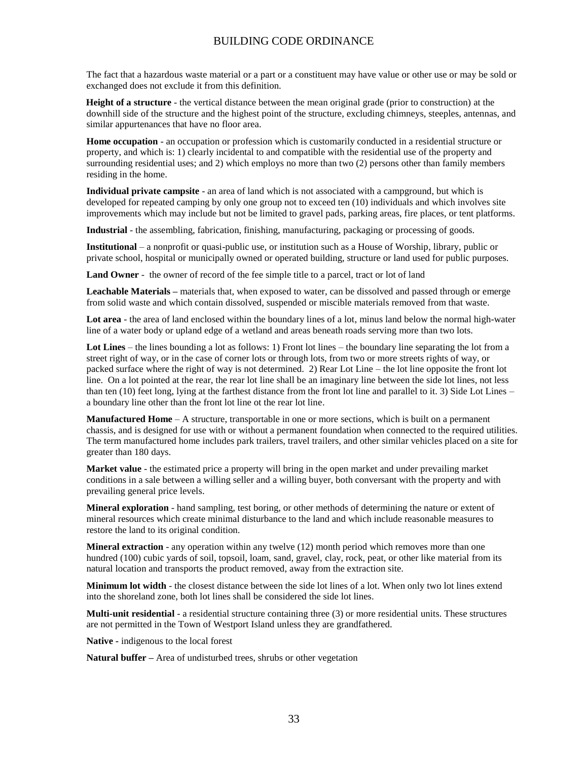The fact that a hazardous waste material or a part or a constituent may have value or other use or may be sold or exchanged does not exclude it from this definition.

**Height of a structure** - the vertical distance between the mean original grade (prior to construction) at the downhill side of the structure and the highest point of the structure, excluding chimneys, steeples, antennas, and similar appurtenances that have no floor area.

**Home occupation** - an occupation or profession which is customarily conducted in a residential structure or property, and which is: 1) clearly incidental to and compatible with the residential use of the property and surrounding residential uses; and 2) which employs no more than two (2) persons other than family members residing in the home.

**Individual private campsite** - an area of land which is not associated with a campground, but which is developed for repeated camping by only one group not to exceed ten (10) individuals and which involves site improvements which may include but not be limited to gravel pads, parking areas, fire places, or tent platforms.

**Industrial** - the assembling, fabrication, finishing, manufacturing, packaging or processing of goods.

**Institutional** – a nonprofit or quasi-public use, or institution such as a House of Worship, library, public or private school, hospital or municipally owned or operated building, structure or land used for public purposes.

**Land Owner** - the owner of record of the fee simple title to a parcel, tract or lot of land

**Leachable Materials –** materials that, when exposed to water, can be dissolved and passed through or emerge from solid waste and which contain dissolved, suspended or miscible materials removed from that waste.

**Lot area** - the area of land enclosed within the boundary lines of a lot, minus land below the normal high-water line of a water body or upland edge of a wetland and areas beneath roads serving more than two lots.

**Lot Lines** – the lines bounding a lot as follows: 1) Front lot lines – the boundary line separating the lot from a street right of way, or in the case of corner lots or through lots, from two or more streets rights of way, or packed surface where the right of way is not determined. 2) Rear Lot Line – the lot line opposite the front lot line. On a lot pointed at the rear, the rear lot line shall be an imaginary line between the side lot lines, not less than ten (10) feet long, lying at the farthest distance from the front lot line and parallel to it. 3) Side Lot Lines – a boundary line other than the front lot line ot the rear lot line.

**Manufactured Home** – A structure, transportable in one or more sections, which is built on a permanent chassis, and is designed for use with or without a permanent foundation when connected to the required utilities. The term manufactured home includes park trailers, travel trailers, and other similar vehicles placed on a site for greater than 180 days.

**Market value** - the estimated price a property will bring in the open market and under prevailing market conditions in a sale between a willing seller and a willing buyer, both conversant with the property and with prevailing general price levels.

**Mineral exploration** - hand sampling, test boring, or other methods of determining the nature or extent of mineral resources which create minimal disturbance to the land and which include reasonable measures to restore the land to its original condition.

**Mineral extraction** - any operation within any twelve (12) month period which removes more than one hundred (100) cubic yards of soil, topsoil, loam, sand, gravel, clay, rock, peat, or other like material from its natural location and transports the product removed, away from the extraction site.

**Minimum lot width** - the closest distance between the side lot lines of a lot. When only two lot lines extend into the shoreland zone, both lot lines shall be considered the side lot lines.

**Multi-unit residential** - a residential structure containing three (3) or more residential units. These structures are not permitted in the Town of Westport Island unless they are grandfathered.

**Native -** indigenous to the local forest

**Natural buffer –** Area of undisturbed trees, shrubs or other vegetation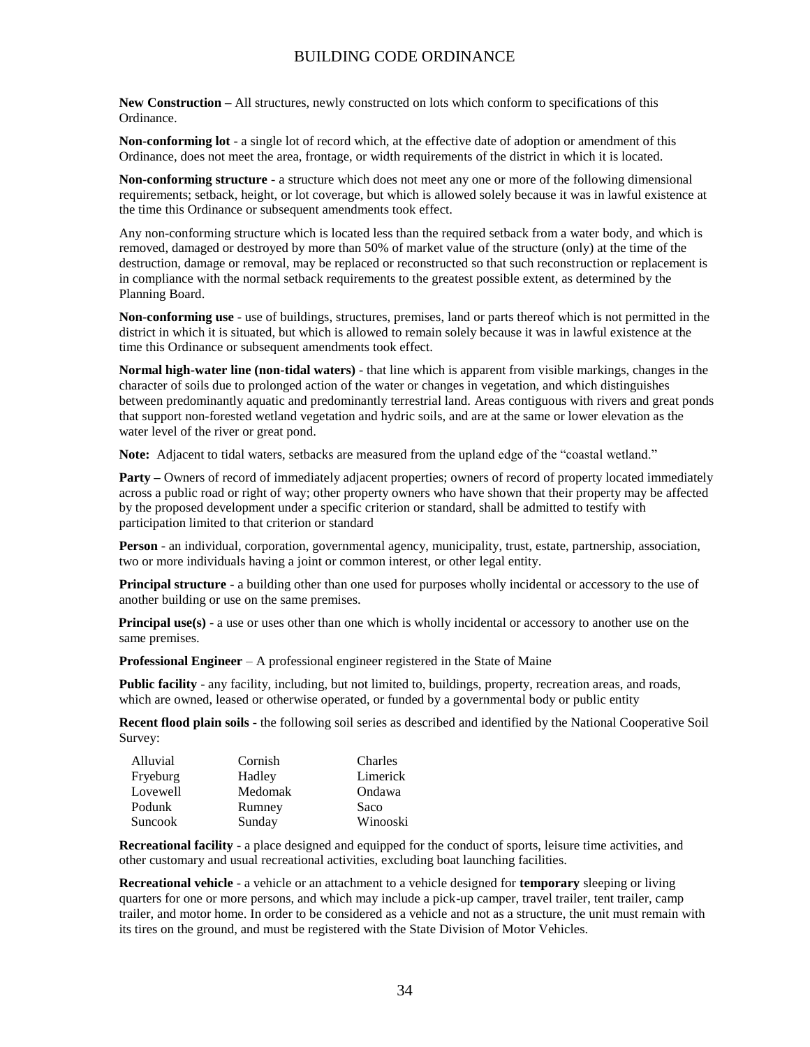**New Construction –** All structures, newly constructed on lots which conform to specifications of this Ordinance.

**Non-conforming lot** - a single lot of record which, at the effective date of adoption or amendment of this Ordinance, does not meet the area, frontage, or width requirements of the district in which it is located.

**Non-conforming structure** - a structure which does not meet any one or more of the following dimensional requirements; setback, height, or lot coverage, but which is allowed solely because it was in lawful existence at the time this Ordinance or subsequent amendments took effect.

Any non-conforming structure which is located less than the required setback from a water body, and which is removed, damaged or destroyed by more than 50% of market value of the structure (only) at the time of the destruction, damage or removal, may be replaced or reconstructed so that such reconstruction or replacement is in compliance with the normal setback requirements to the greatest possible extent, as determined by the Planning Board.

**Non-conforming use** - use of buildings, structures, premises, land or parts thereof which is not permitted in the district in which it is situated, but which is allowed to remain solely because it was in lawful existence at the time this Ordinance or subsequent amendments took effect.

**Normal high-water line (non-tidal waters)** - that line which is apparent from visible markings, changes in the character of soils due to prolonged action of the water or changes in vegetation, and which distinguishes between predominantly aquatic and predominantly terrestrial land. Areas contiguous with rivers and great ponds that support non-forested wetland vegetation and hydric soils, and are at the same or lower elevation as the water level of the river or great pond.

**Note:** Adjacent to tidal waters, setbacks are measured from the upland edge of the "coastal wetland."

**Party –** Owners of record of immediately adjacent properties; owners of record of property located immediately across a public road or right of way; other property owners who have shown that their property may be affected by the proposed development under a specific criterion or standard, shall be admitted to testify with participation limited to that criterion or standard

**Person** - an individual, corporation, governmental agency, municipality, trust, estate, partnership, association, two or more individuals having a joint or common interest, or other legal entity.

**Principal structure** - a building other than one used for purposes wholly incidental or accessory to the use of another building or use on the same premises.

**Principal use(s)** - a use or uses other than one which is wholly incidental or accessory to another use on the same premises.

**Professional Engineer** – A professional engineer registered in the State of Maine

**Public facility** - any facility, including, but not limited to, buildings, property, recreation areas, and roads, which are owned, leased or otherwise operated, or funded by a governmental body or public entity

**Recent flood plain soils** - the following soil series as described and identified by the National Cooperative Soil Survey:

| | | |
|---|---|---|
| Alluvial | Cornish | Charles |
| Fryeburg | Hadley | Limerick |
| Lovewell | Medomak | Ondawa |
| Podunk | Rumney | Saco |
| Suncook | Sunday | Winooski |

**Recreational facility** - a place designed and equipped for the conduct of sports, leisure time activities, and other customary and usual recreational activities, excluding boat launching facilities.

**Recreational vehicle** - a vehicle or an attachment to a vehicle designed for **temporary** sleeping or living quarters for one or more persons, and which may include a pick-up camper, travel trailer, tent trailer, camp trailer, and motor home. In order to be considered as a vehicle and not as a structure, the unit must remain with its tires on the ground, and must be registered with the State Division of Motor Vehicles.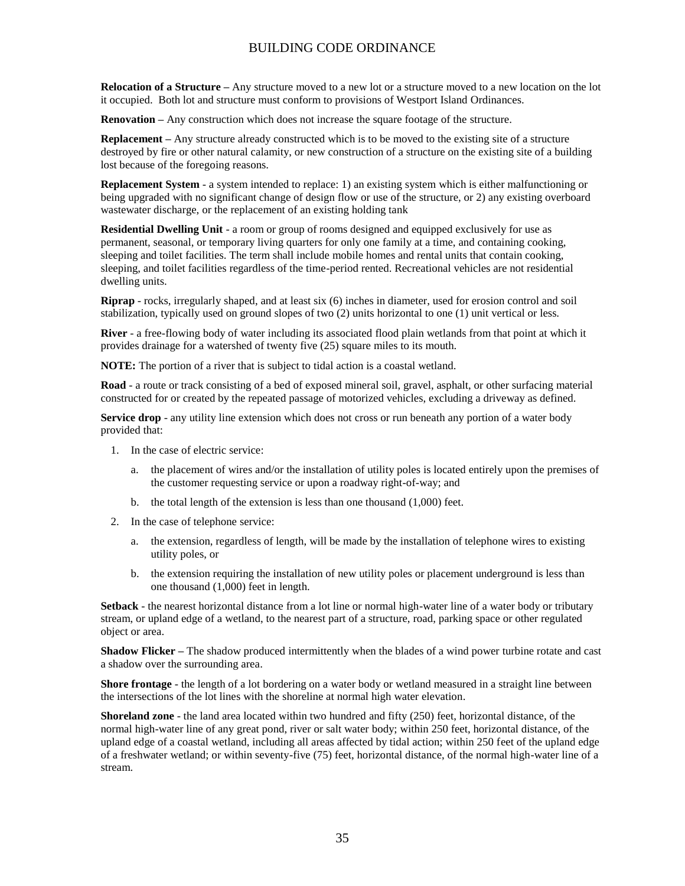**Relocation of a Structure –** Any structure moved to a new lot or a structure moved to a new location on the lot it occupied. Both lot and structure must conform to provisions of Westport Island Ordinances.

**Renovation –** Any construction which does not increase the square footage of the structure.

**Replacement –** Any structure already constructed which is to be moved to the existing site of a structure destroyed by fire or other natural calamity, or new construction of a structure on the existing site of a building lost because of the foregoing reasons.

**Replacement System** - a system intended to replace: 1) an existing system which is either malfunctioning or being upgraded with no significant change of design flow or use of the structure, or 2) any existing overboard wastewater discharge, or the replacement of an existing holding tank

**Residential Dwelling Unit** - a room or group of rooms designed and equipped exclusively for use as permanent, seasonal, or temporary living quarters for only one family at a time, and containing cooking, sleeping and toilet facilities. The term shall include mobile homes and rental units that contain cooking, sleeping, and toilet facilities regardless of the time-period rented. Recreational vehicles are not residential dwelling units.

**Riprap** - rocks, irregularly shaped, and at least six (6) inches in diameter, used for erosion control and soil stabilization, typically used on ground slopes of two (2) units horizontal to one (1) unit vertical or less.

**River** - a free-flowing body of water including its associated flood plain wetlands from that point at which it provides drainage for a watershed of twenty five (25) square miles to its mouth.

**NOTE:** The portion of a river that is subject to tidal action is a coastal wetland.

**Road** - a route or track consisting of a bed of exposed mineral soil, gravel, asphalt, or other surfacing material constructed for or created by the repeated passage of motorized vehicles, excluding a driveway as defined.

**Service drop** - any utility line extension which does not cross or run beneath any portion of a water body provided that:

1. In the case of electric service:
   a. the placement of wires and/or the installation of utility poles is located entirely upon the premises of the customer requesting service or upon a roadway right-of-way; and
   b. the total length of the extension is less than one thousand (1,000) feet.
2. In the case of telephone service:
   a. the extension, regardless of length, will be made by the installation of telephone wires to existing utility poles, or
   b. the extension requiring the installation of new utility poles or placement underground is less than one thousand (1,000) feet in length.

**Setback** - the nearest horizontal distance from a lot line or normal high-water line of a water body or tributary stream, or upland edge of a wetland, to the nearest part of a structure, road, parking space or other regulated object or area.

**Shadow Flicker –** The shadow produced intermittently when the blades of a wind power turbine rotate and cast a shadow over the surrounding area.

**Shore frontage** - the length of a lot bordering on a water body or wetland measured in a straight line between the intersections of the lot lines with the shoreline at normal high water elevation.

**Shoreland zone** - the land area located within two hundred and fifty (250) feet, horizontal distance, of the normal high-water line of any great pond, river or salt water body; within 250 feet, horizontal distance, of the upland edge of a coastal wetland, including all areas affected by tidal action; within 250 feet of the upland edge of a freshwater wetland; or within seventy-five (75) feet, horizontal distance, of the normal high-water line of a stream.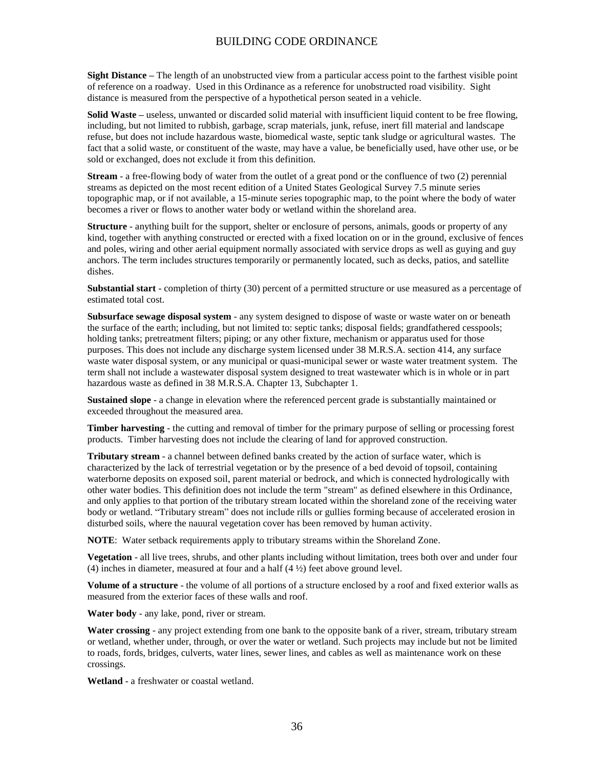**Sight Distance** – The length of an unobstructed view from a particular access point to the farthest visible point of reference on a roadway. Used in this Ordinance as a reference for unobstructed road visibility. Sight distance is measured from the perspective of a hypothetical person seated in a vehicle.

**Solid Waste** – useless, unwanted or discarded solid material with insufficient liquid content to be free flowing, including, but not limited to rubbish, garbage, scrap materials, junk, refuse, inert fill material and landscape refuse, but does not include hazardous waste, biomedical waste, septic tank sludge or agricultural wastes. The fact that a solid waste, or constituent of the waste, may have a value, be beneficially used, have other use, or be sold or exchanged, does not exclude it from this definition.

**Stream** - a free-flowing body of water from the outlet of a great pond or the confluence of two (2) perennial streams as depicted on the most recent edition of a United States Geological Survey 7.5 minute series topographic map, or if not available, a 15-minute series topographic map, to the point where the body of water becomes a river or flows to another water body or wetland within the shoreland area.

**Structure** - anything built for the support, shelter or enclosure of persons, animals, goods or property of any kind, together with anything constructed or erected with a fixed location on or in the ground, exclusive of fences and poles, wiring and other aerial equipment normally associated with service drops as well as guying and guy anchors. The term includes structures temporarily or permanently located, such as decks, patios, and satellite dishes.

**Substantial start** - completion of thirty (30) percent of a permitted structure or use measured as a percentage of estimated total cost.

**Subsurface sewage disposal system** - any system designed to dispose of waste or waste water on or beneath the surface of the earth; including, but not limited to: septic tanks; disposal fields; grandfathered cesspools; holding tanks; pretreatment filters; piping; or any other fixture, mechanism or apparatus used for those purposes. This does not include any discharge system licensed under 38 M.R.S.A. section 414, any surface waste water disposal system, or any municipal or quasi-municipal sewer or waste water treatment system. The term shall not include a wastewater disposal system designed to treat wastewater which is in whole or in part hazardous waste as defined in 38 M.R.S.A. Chapter 13, Subchapter 1.

**Sustained slope** - a change in elevation where the referenced percent grade is substantially maintained or exceeded throughout the measured area.

**Timber harvesting** - the cutting and removal of timber for the primary purpose of selling or processing forest products. Timber harvesting does not include the clearing of land for approved construction.

**Tributary stream** - a channel between defined banks created by the action of surface water, which is characterized by the lack of terrestrial vegetation or by the presence of a bed devoid of topsoil, containing waterborne deposits on exposed soil, parent material or bedrock, and which is connected hydrologically with other water bodies. This definition does not include the term "stream" as defined elsewhere in this Ordinance, and only applies to that portion of the tributary stream located within the shoreland zone of the receiving water body or wetland. "Tributary stream" does not include rills or gullies forming because of accelerated erosion in disturbed soils, where the nauural vegetation cover has been removed by human activity.

**NOTE**: Water setback requirements apply to tributary streams within the Shoreland Zone.

**Vegetation** - all live trees, shrubs, and other plants including without limitation, trees both over and under four (4) inches in diameter, measured at four and a half (4 ½) feet above ground level.

**Volume of a structure** - the volume of all portions of a structure enclosed by a roof and fixed exterior walls as measured from the exterior faces of these walls and roof.

**Water body** - any lake, pond, river or stream.

**Water crossing** - any project extending from one bank to the opposite bank of a river, stream, tributary stream or wetland, whether under, through, or over the water or wetland. Such projects may include but not be limited to roads, fords, bridges, culverts, water lines, sewer lines, and cables as well as maintenance work on these crossings.

**Wetland** - a freshwater or coastal wetland.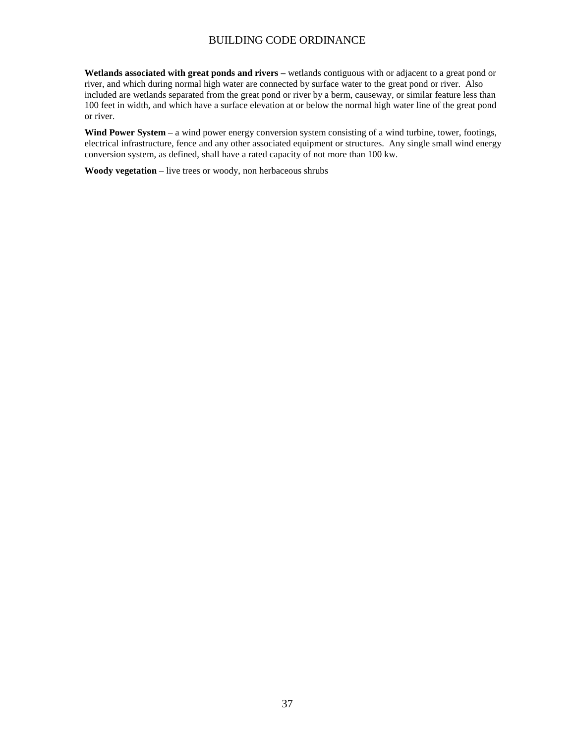**Wetlands associated with great ponds and rivers –** wetlands contiguous with or adjacent to a great pond or river, and which during normal high water are connected by surface water to the great pond or river. Also included are wetlands separated from the great pond or river by a berm, causeway, or similar feature less than 100 feet in width, and which have a surface elevation at or below the normal high water line of the great pond or river.

**Wind Power System –** a wind power energy conversion system consisting of a wind turbine, tower, footings, electrical infrastructure, fence and any other associated equipment or structures. Any single small wind energy conversion system, as defined, shall have a rated capacity of not more than 100 kw.

**Woody vegetation** – live trees or woody, non herbaceous shrubs